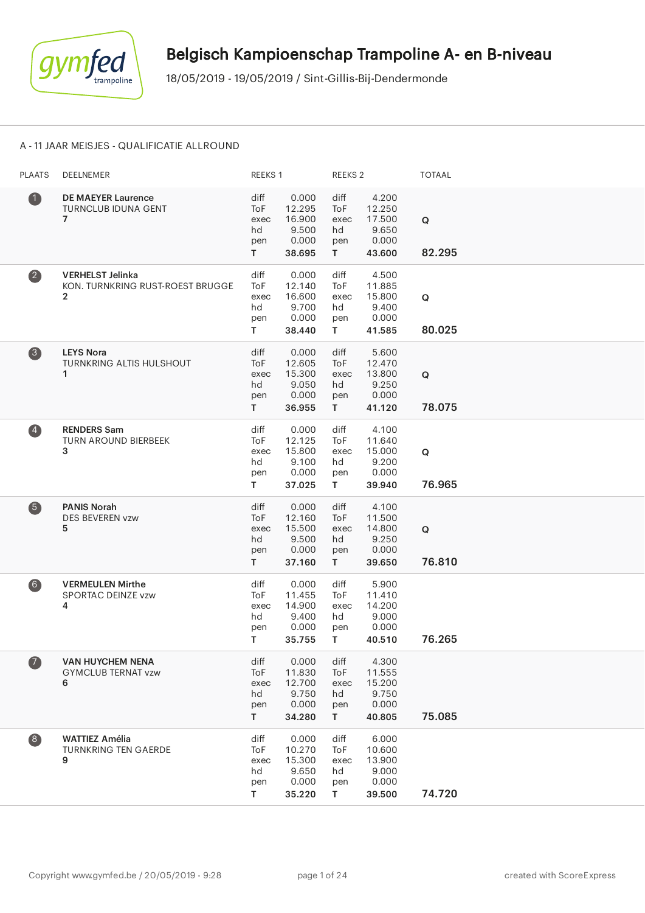# Belgisch Kampioenschap Trampoline A- en B-niveau

18/05/2019 - 19/05/2019 / Sint-Gillis-Bij-Dendermonde

A - 11 JAAR MEISJES - QUALIFICATIE ALLROUND

| PLAATS | DEELNEMER | REEKS 1 | | REEKS 2 | | TOTAAL |
|---|---|---|---|---|---|---|
| 1 | **DE MAEYER Laurence**<br>TURNCLUB IDUNA GENT<br>**7** | diff<br>ToF<br>exec<br>hd<br>pen<br>**T** | 0.000<br>12.295<br>16.900<br>9.500<br>0.000<br>**38.695** | diff<br>ToF<br>exec<br>hd<br>pen<br>**T** | 4.200<br>12.250<br>17.500<br>9.650<br>0.000<br>**43.600** | **Q**<br>**82.295** |
| 2 | **VERHELST Jelinka**<br>KON. TURNKRING RUST-ROEST BRUGGE<br>**2** | diff<br>ToF<br>exec<br>hd<br>pen<br>**T** | 0.000<br>12.140<br>16.600<br>9.700<br>0.000<br>**38.440** | diff<br>ToF<br>exec<br>hd<br>pen<br>**T** | 4.500<br>11.885<br>15.800<br>9.400<br>0.000<br>**41.585** | **Q**<br>**80.025** |
| 3 | **LEYS Nora**<br>TURNKRING ALTIS HULSHOUT<br>**1** | diff<br>ToF<br>exec<br>hd<br>pen<br>**T** | 0.000<br>12.605<br>15.300<br>9.050<br>0.000<br>**36.955** | diff<br>ToF<br>exec<br>hd<br>pen<br>**T** | 5.600<br>12.470<br>13.800<br>9.250<br>0.000<br>**41.120** | **Q**<br>**78.075** |
| 4 | **RENDERS Sam**<br>TURN AROUND BIERBEEK<br>**3** | diff<br>ToF<br>exec<br>hd<br>pen<br>**T** | 0.000<br>12.125<br>15.800<br>9.100<br>0.000<br>**37.025** | diff<br>ToF<br>exec<br>hd<br>pen<br>**T** | 4.100<br>11.640<br>15.000<br>9.200<br>0.000<br>**39.940** | **Q**<br>**76.965** |
| 5 | **PANIS Norah**<br>DES BEVEREN vzw<br>**5** | diff<br>ToF<br>exec<br>hd<br>pen<br>**T** | 0.000<br>12.160<br>15.500<br>9.500<br>0.000<br>**37.160** | diff<br>ToF<br>exec<br>hd<br>pen<br>**T** | 4.100<br>11.500<br>14.800<br>9.250<br>0.000<br>**39.650** | **Q**<br>**76.810** |
| 6 | **VERMEULEN Mirthe**<br>SPORTAC DEINZE vzw<br>**4** | diff<br>ToF<br>exec<br>hd<br>pen<br>**T** | 0.000<br>11.455<br>14.900<br>9.400<br>0.000<br>**35.755** | diff<br>ToF<br>exec<br>hd<br>pen<br>**T** | 5.900<br>11.410<br>14.200<br>9.000<br>0.000<br>**40.510** | **76.265** |
| 7 | **VAN HUYCHEM NENA**<br>GYMCLUB TERNAT vzw<br>**6** | diff<br>ToF<br>exec<br>hd<br>pen<br>**T** | 0.000<br>11.830<br>12.700<br>9.750<br>0.000<br>**34.280** | diff<br>ToF<br>exec<br>hd<br>pen<br>**T** | 4.300<br>11.555<br>15.200<br>9.750<br>0.000<br>**40.805** | **75.085** |
| 8 | **WATTIEZ Amélia**<br>TURNKRING TEN GAERDE<br>**9** | diff<br>ToF<br>exec<br>hd<br>pen<br>**T** | 0.000<br>10.270<br>15.300<br>9.650<br>0.000<br>**35.220** | diff<br>ToF<br>exec<br>hd<br>pen<br>**T** | 6.000<br>10.600<br>13.900<br>9.000<br>0.000<br>**39.500** | **74.720** |

Copyright www.gymfed.be / 20/05/2019 - 9:28 created with ScoreExpress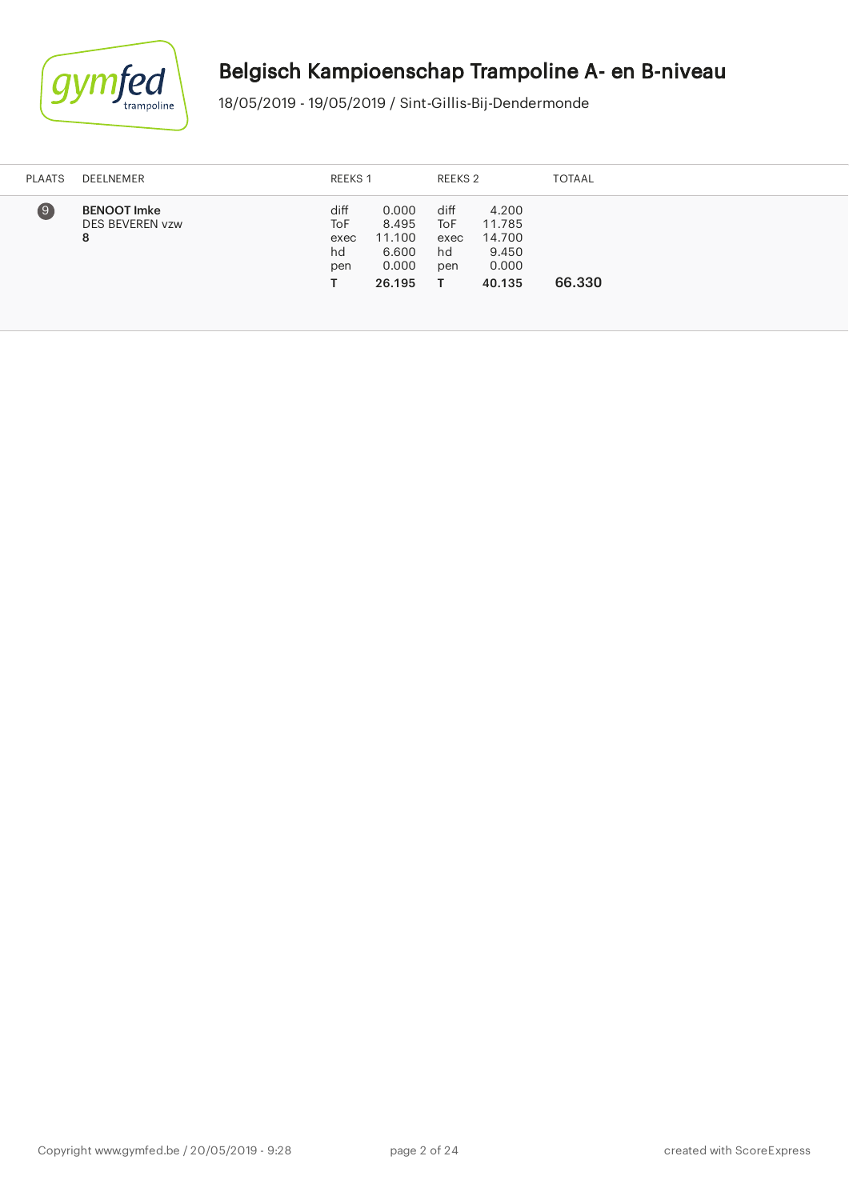# Belgisch Kampioenschap Trampoline A- en B-niveau

18/05/2019 - 19/05/2019 / Sint-Gillis-Bij-Dendermonde

| PLAATS | DEELNEMER | REEKS 1 | | REEKS 2 | | TOTAAL |
|---|---|---|---|---|---|---|
| 9 | **BENOOT Imke**<br>DES BEVEREN vzw<br>**8** | diff<br>ToF<br>exec<br>hd<br>pen<br>**T** | 0.000<br>8.495<br>11.100<br>6.600<br>0.000<br>**26.195** | diff<br>ToF<br>exec<br>hd<br>pen<br>**T** | 4.200<br>11.785<br>14.700<br>9.450<br>0.000<br>**40.135** | **66.330** |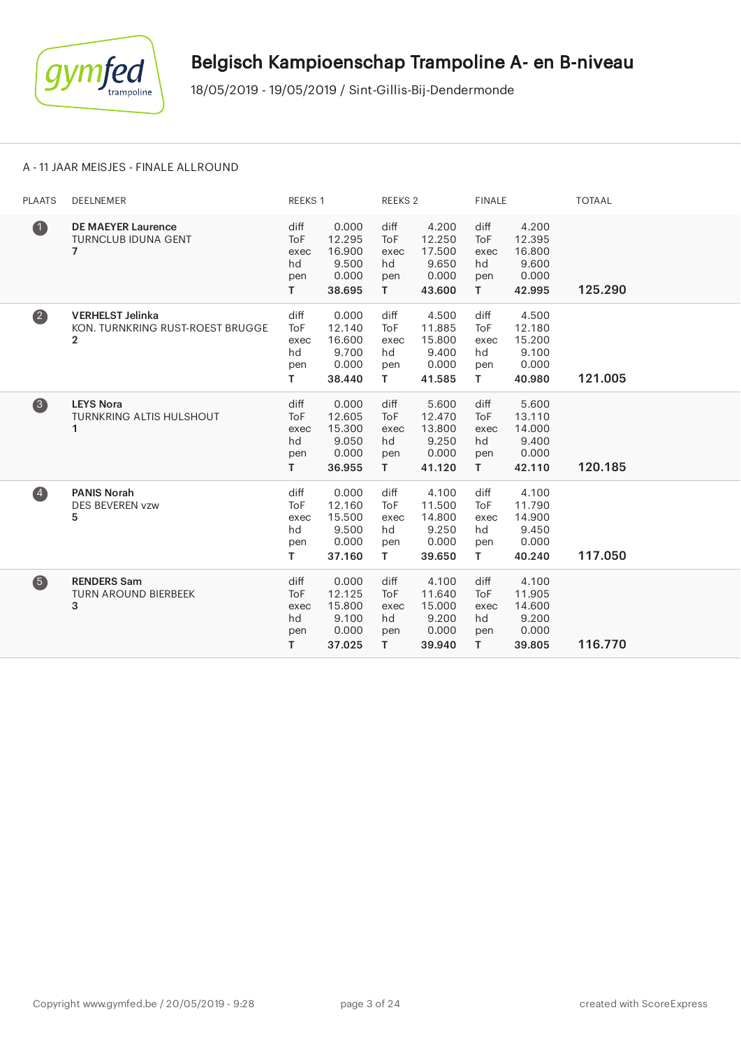# Belgisch Kampioenschap Trampoline A- en B-niveau

18/05/2019 - 19/05/2019 / Sint-Gillis-Bij-Dendermonde

A - 11 JAAR MEISJES - FINALE ALLROUND

| PLAATS | DEELNEMER | REEKS 1 | | REEKS 2 | | FINALE | | TOTAAL |
|---|---|---|---|---|---|---|---|---|
| 1 | **DE MAEYER Laurence** | diff | 0.000 | diff | 4.200 | diff | 4.200 | |
| | TURNCLUB IDUNA GENT | ToF | 12.295 | ToF | 12.250 | ToF | 12.395 | |
| | **7** | exec | 16.900 | exec | 17.500 | exec | 16.800 | |
| | | hd | 9.500 | hd | 9.650 | hd | 9.600 | |
| | | pen | 0.000 | pen | 0.000 | pen | 0.000 | |
| | | **T** | **38.695** | **T** | **43.600** | **T** | **42.995** | **125.290** |
| 2 | **VERHELST Jelinka** | diff | 0.000 | diff | 4.500 | diff | 4.500 | |
| | KON. TURNKRING RUST-ROEST BRUGGE | ToF | 12.140 | ToF | 11.885 | ToF | 12.180 | |
| | **2** | exec | 16.600 | exec | 15.800 | exec | 15.200 | |
| | | hd | 9.700 | hd | 9.400 | hd | 9.100 | |
| | | pen | 0.000 | pen | 0.000 | pen | 0.000 | |
| | | **T** | **38.440** | **T** | **41.585** | **T** | **40.980** | **121.005** |
| 3 | **LEYS Nora** | diff | 0.000 | diff | 5.600 | diff | 5.600 | |
| | TURNKRING ALTIS HULSHOUT | ToF | 12.605 | ToF | 12.470 | ToF | 13.110 | |
| | **1** | exec | 15.300 | exec | 13.800 | exec | 14.000 | |
| | | hd | 9.050 | hd | 9.250 | hd | 9.400 | |
| | | pen | 0.000 | pen | 0.000 | pen | 0.000 | |
| | | **T** | **36.955** | **T** | **41.120** | **T** | **42.110** | **120.185** |
| 4 | **PANIS Norah** | diff | 0.000 | diff | 4.100 | diff | 4.100 | |
| | DES BEVEREN vzw | ToF | 12.160 | ToF | 11.500 | ToF | 11.790 | |
| | **5** | exec | 15.500 | exec | 14.800 | exec | 14.900 | |
| | | hd | 9.500 | hd | 9.250 | hd | 9.450 | |
| | | pen | 0.000 | pen | 0.000 | pen | 0.000 | |
| | | **T** | **37.160** | **T** | **39.650** | **T** | **40.240** | **117.050** |
| 5 | **RENDERS Sam** | diff | 0.000 | diff | 4.100 | diff | 4.100 | |
| | TURN AROUND BIERBEEK | ToF | 12.125 | ToF | 11.640 | ToF | 11.905 | |
| | **3** | exec | 15.800 | exec | 15.000 | exec | 14.600 | |
| | | hd | 9.100 | hd | 9.200 | hd | 9.200 | |
| | | pen | 0.000 | pen | 0.000 | pen | 0.000 | |
| | | **T** | **37.025** | **T** | **39.940** | **T** | **39.805** | **116.770** |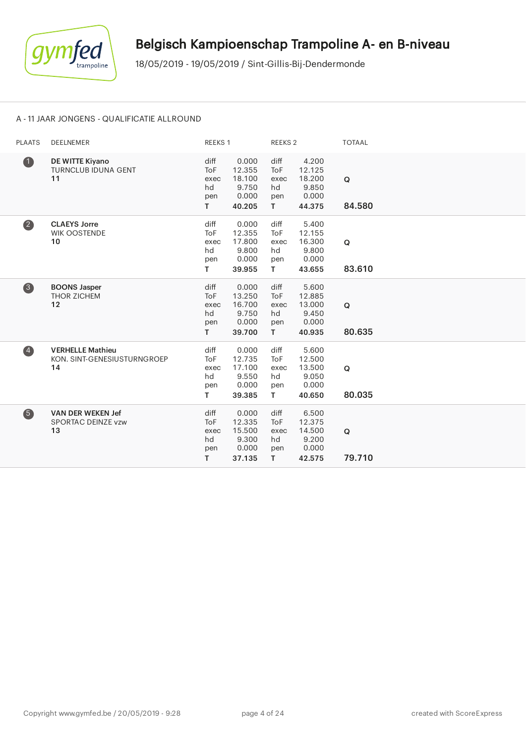# Belgisch Kampioenschap Trampoline A- en B-niveau

18/05/2019 - 19/05/2019 / Sint-Gillis-Bij-Dendermonde

## A - 11 JAAR JONGENS - QUALIFICATIE ALLROUND

| PLAATS | DEELNEMER | REEKS 1 | | REEKS 2 | | TOTAAL |
|---|---|---|---|---|---|---|
| 1 | **DE WITTE Kiyano**<br>TURNCLUB IDUNA GENT<br>11 | diff<br>ToF<br>exec<br>hd<br>pen<br>**T** | 0.000<br>12.355<br>18.100<br>9.750<br>0.000<br>**40.205** | diff<br>ToF<br>exec<br>hd<br>pen<br>**T** | 4.200<br>12.125<br>18.200<br>9.850<br>0.000<br>**44.375** | Q<br>**84.580** |
| 2 | **CLAEYS Jorre**<br>WIK OOSTENDE<br>10 | diff<br>ToF<br>exec<br>hd<br>pen<br>**T** | 0.000<br>12.355<br>17.800<br>9.800<br>0.000<br>**39.955** | diff<br>ToF<br>exec<br>hd<br>pen<br>**T** | 5.400<br>12.155<br>16.300<br>9.800<br>0.000<br>**43.655** | Q<br>**83.610** |
| 3 | **BOONS Jasper**<br>THOR ZICHEM<br>12 | diff<br>ToF<br>exec<br>hd<br>pen<br>**T** | 0.000<br>13.250<br>16.700<br>9.750<br>0.000<br>**39.700** | diff<br>ToF<br>exec<br>hd<br>pen<br>**T** | 5.600<br>12.885<br>13.000<br>9.450<br>0.000<br>**40.935** | Q<br>**80.635** |
| 4 | **VERHELLE Mathieu**<br>KON. SINT-GENESIUSTURNGROEP<br>14 | diff<br>ToF<br>exec<br>hd<br>pen<br>**T** | 0.000<br>12.735<br>17.100<br>9.550<br>0.000<br>**39.385** | diff<br>ToF<br>exec<br>hd<br>pen<br>**T** | 5.600<br>12.500<br>13.500<br>9.050<br>0.000<br>**40.650** | Q<br>**80.035** |
| 5 | **VAN DER WEKEN Jef**<br>SPORTAC DEINZE vzw<br>13 | diff<br>ToF<br>exec<br>hd<br>pen<br>**T** | 0.000<br>12.335<br>15.500<br>9.300<br>0.000<br>**37.135** | diff<br>ToF<br>exec<br>hd<br>pen<br>**T** | 6.500<br>12.375<br>14.500<br>9.200<br>0.000<br>**42.575** | Q<br>**79.710** |

Copyright www.gymfed.be / 20/05/2019 - 9:28

created with ScoreExpress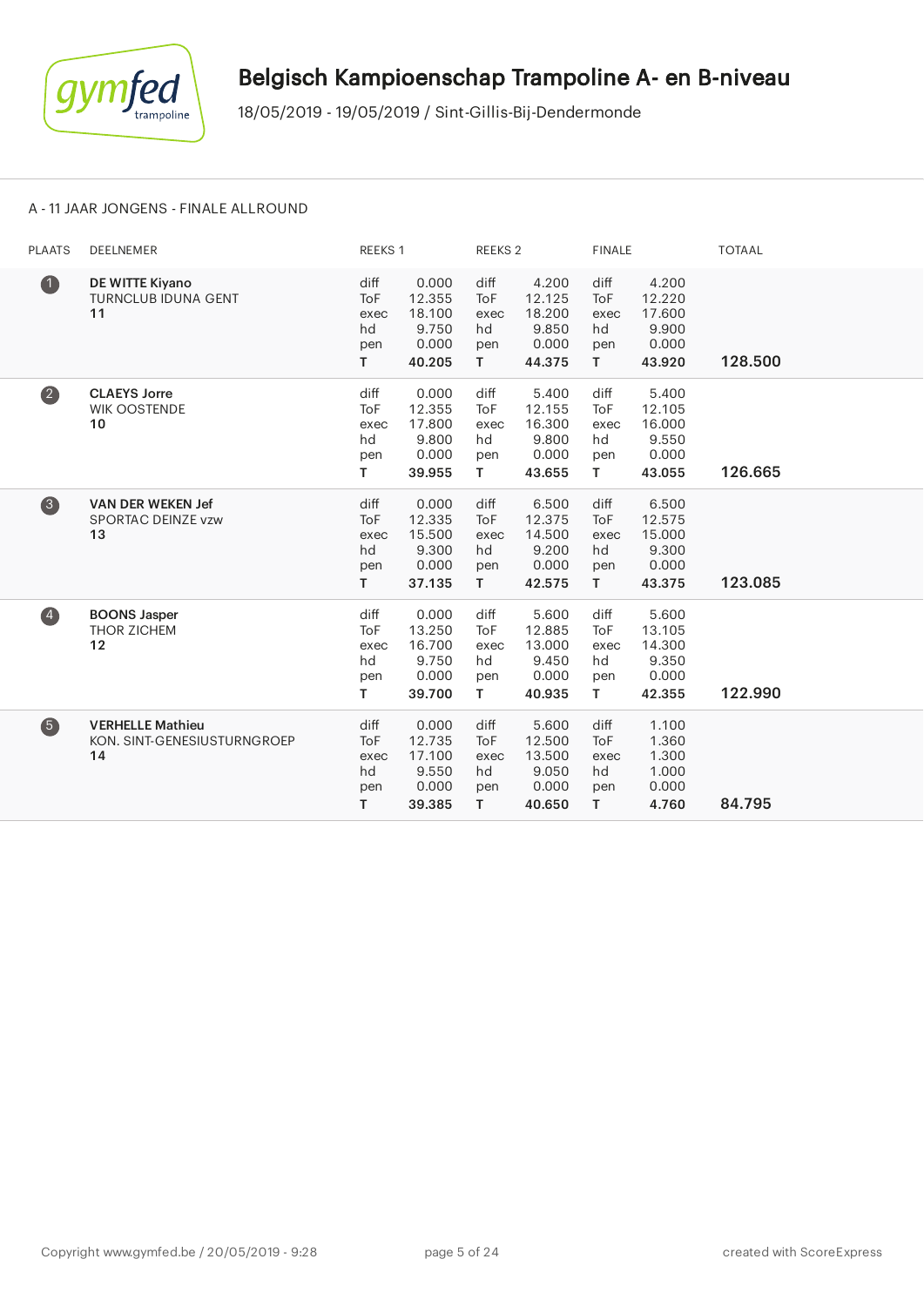# Belgisch Kampioenschap Trampoline A- en B-niveau

18/05/2019 - 19/05/2019 / Sint-Gillis-Bij-Dendermonde

A - 11 JAAR JONGENS - FINALE ALLROUND

| PLAATS | DEELNEMER | REEKS 1 | | REEKS 2 | | FINALE | | TOTAAL |
|---|---|---|---|---|---|---|---|---|
| 1 | **DE WITTE Kiyano**<br>TURNCLUB IDUNA GENT<br>**11** | diff<br>ToF<br>exec<br>hd<br>pen<br>**T** | 0.000<br>12.355<br>18.100<br>9.750<br>0.000<br>**40.205** | diff<br>ToF<br>exec<br>hd<br>pen<br>**T** | 4.200<br>12.125<br>18.200<br>9.850<br>0.000<br>**44.375** | diff<br>ToF<br>exec<br>hd<br>pen<br>**T** | 4.200<br>12.220<br>17.600<br>9.900<br>0.000<br>**43.920** | **128.500** |
| 2 | **CLAEYS Jorre**<br>WIK OOSTENDE<br>**10** | diff<br>ToF<br>exec<br>hd<br>pen<br>**T** | 0.000<br>12.355<br>17.800<br>9.800<br>0.000<br>**39.955** | diff<br>ToF<br>exec<br>hd<br>pen<br>**T** | 5.400<br>12.155<br>16.300<br>9.800<br>0.000<br>**43.655** | diff<br>ToF<br>exec<br>hd<br>pen<br>**T** | 5.400<br>12.105<br>16.000<br>9.550<br>0.000<br>**43.055** | **126.665** |
| 3 | **VAN DER WEKEN Jef**<br>SPORTAC DEINZE vzw<br>**13** | diff<br>ToF<br>exec<br>hd<br>pen<br>**T** | 0.000<br>12.335<br>15.500<br>9.300<br>0.000<br>**37.135** | diff<br>ToF<br>exec<br>hd<br>pen<br>**T** | 6.500<br>12.375<br>14.500<br>9.200<br>0.000<br>**42.575** | diff<br>ToF<br>exec<br>hd<br>pen<br>**T** | 6.500<br>12.575<br>15.000<br>9.300<br>0.000<br>**43.375** | **123.085** |
| 4 | **BOONS Jasper**<br>THOR ZICHEM<br>**12** | diff<br>ToF<br>exec<br>hd<br>pen<br>**T** | 0.000<br>13.250<br>16.700<br>9.750<br>0.000<br>**39.700** | diff<br>ToF<br>exec<br>hd<br>pen<br>**T** | 5.600<br>12.885<br>13.000<br>9.450<br>0.000<br>**40.935** | diff<br>ToF<br>exec<br>hd<br>pen<br>**T** | 5.600<br>13.105<br>14.300<br>9.350<br>0.000<br>**42.355** | **122.990** |
| 5 | **VERHELLE Mathieu**<br>KON. SINT-GENESIUSTURNGROEP<br>**14** | diff<br>ToF<br>exec<br>hd<br>pen<br>**T** | 0.000<br>12.735<br>17.100<br>9.550<br>0.000<br>**39.385** | diff<br>ToF<br>exec<br>hd<br>pen<br>**T** | 5.600<br>12.500<br>13.500<br>9.050<br>0.000<br>**40.650** | diff<br>ToF<br>exec<br>hd<br>pen<br>**T** | 1.100<br>1.360<br>1.300<br>1.000<br>0.000<br>**4.760** | **84.795** |

Copyright www.gymfed.be / 20/05/2019 - 9:28 created with ScoreExpress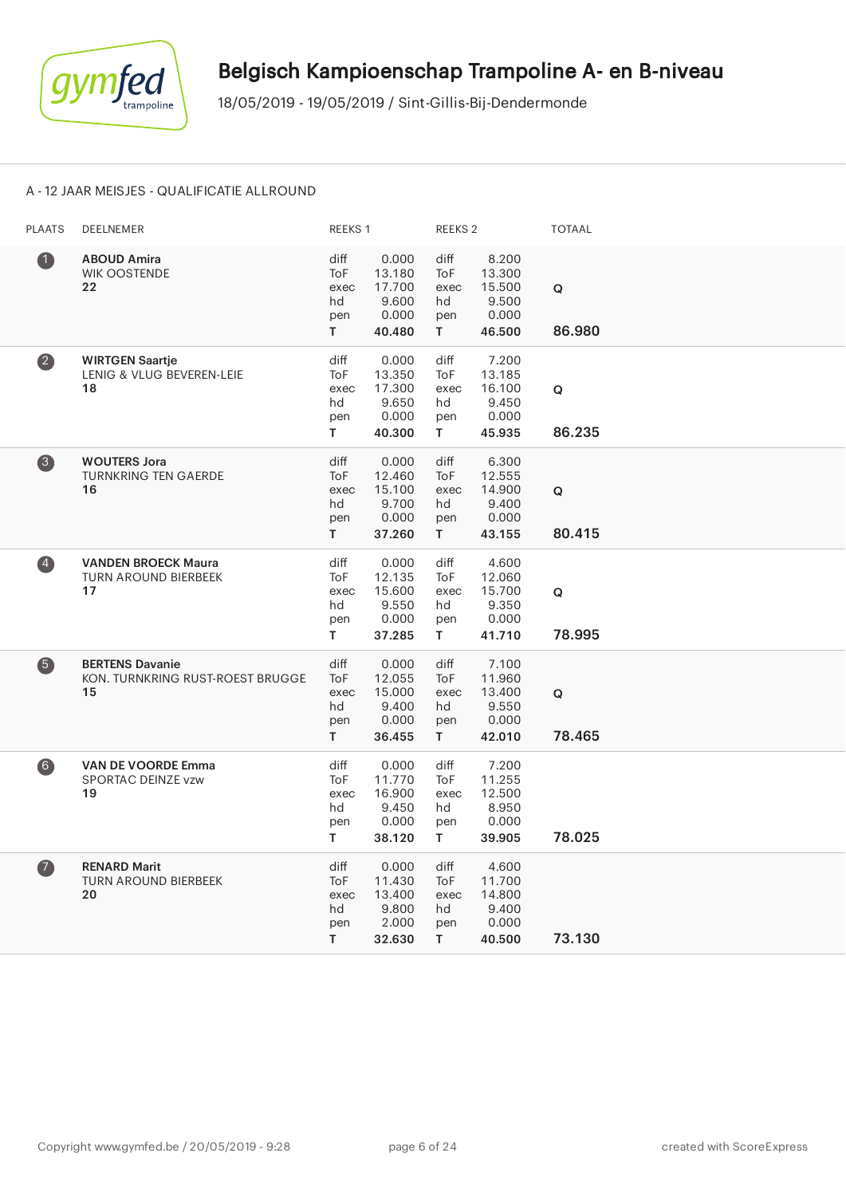# Belgisch Kampioenschap Trampoline A- en B-niveau

18/05/2019 - 19/05/2019 / Sint-Gillis-Bij-Dendermonde

A - 12 JAAR MEISJES - QUALIFICATIE ALLROUND

| PLAATS | DEELNEMER | REEKS 1 | | REEKS 2 | | TOTAAL |
|---|---|---|---|---|---|---|
| 1 | **ABOUD Amira**<br>WIK OOSTENDE<br>**22** | diff<br>ToF<br>exec<br>hd<br>pen<br>**T** | 0.000<br>13.180<br>17.700<br>9.600<br>0.000<br>**40.480** | diff<br>ToF<br>exec<br>hd<br>pen<br>**T** | 8.200<br>13.300<br>15.500<br>9.500<br>0.000<br>**46.500** | **Q**<br>**86.980** |
| 2 | **WIRTGEN Saartje**<br>LENIG & VLUG BEVEREN-LEIE<br>**18** | diff<br>ToF<br>exec<br>hd<br>pen<br>**T** | 0.000<br>13.350<br>17.300<br>9.650<br>0.000<br>**40.300** | diff<br>ToF<br>exec<br>hd<br>pen<br>**T** | 7.200<br>13.185<br>16.100<br>9.450<br>0.000<br>**45.935** | **Q**<br>**86.235** |
| 3 | **WOUTERS Jora**<br>TURNKRING TEN GAERDE<br>**16** | diff<br>ToF<br>exec<br>hd<br>pen<br>**T** | 0.000<br>12.460<br>15.100<br>9.700<br>0.000<br>**37.260** | diff<br>ToF<br>exec<br>hd<br>pen<br>**T** | 6.300<br>12.555<br>14.900<br>9.400<br>0.000<br>**43.155** | **Q**<br>**80.415** |
| 4 | **VANDEN BROECK Maura**<br>TURN AROUND BIERBEEK<br>**17** | diff<br>ToF<br>exec<br>hd<br>pen<br>**T** | 0.000<br>12.135<br>15.600<br>9.550<br>0.000<br>**37.285** | diff<br>ToF<br>exec<br>hd<br>pen<br>**T** | 4.600<br>12.060<br>15.700<br>9.350<br>0.000<br>**41.710** | **Q**<br>**78.995** |
| 5 | **BERTENS Davanie**<br>KON. TURNKRING RUST-ROEST BRUGGE<br>**15** | diff<br>ToF<br>exec<br>hd<br>pen<br>**T** | 0.000<br>12.055<br>15.000<br>9.400<br>0.000<br>**36.455** | diff<br>ToF<br>exec<br>hd<br>pen<br>**T** | 7.100<br>11.960<br>13.400<br>9.550<br>0.000<br>**42.010** | **Q**<br>**78.465** |
| 6 | **VAN DE VOORDE Emma**<br>SPORTAC DEINZE vzw<br>**19** | diff<br>ToF<br>exec<br>hd<br>pen<br>**T** | 0.000<br>11.770<br>16.900<br>9.450<br>0.000<br>**38.120** | diff<br>ToF<br>exec<br>hd<br>pen<br>**T** | 7.200<br>11.255<br>12.500<br>8.950<br>0.000<br>**39.905** | **78.025** |
| 7 | **RENARD Marit**<br>TURN AROUND BIERBEEK<br>**20** | diff<br>ToF<br>exec<br>hd<br>pen<br>**T** | 0.000<br>11.430<br>13.400<br>9.800<br>2.000<br>**32.630** | diff<br>ToF<br>exec<br>hd<br>pen<br>**T** | 4.600<br>11.700<br>14.800<br>9.400<br>0.000<br>**40.500** | **73.130** |

Copyright www.gymfed.be / 20/05/2019 - 9:28

created with ScoreExpress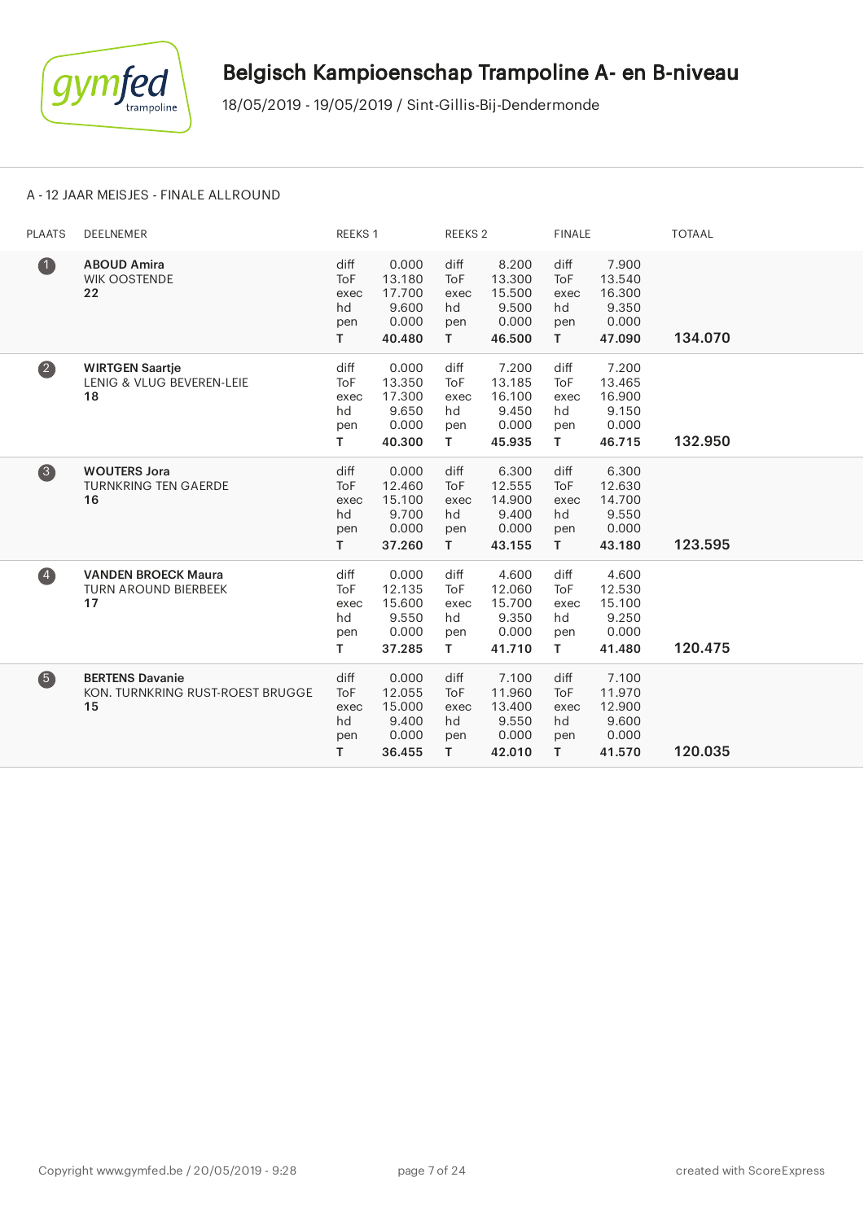# Belgisch Kampioenschap Trampoline A- en B-niveau

18/05/2019 - 19/05/2019 / Sint-Gillis-Bij-Dendermonde

A - 12 JAAR MEISJES - FINALE ALLROUND

| PLAATS | DEELNEMER | REEKS 1 | | REEKS 2 | | FINALE | | TOTAAL |
|---|---|---|---|---|---|---|---|---|
| 1 | **ABOUD Amira**<br>WIK OOSTENDE<br>**22** | diff<br>ToF<br>exec<br>hd<br>pen<br>**T** | 0.000<br>13.180<br>17.700<br>9.600<br>0.000<br>**40.480** | diff<br>ToF<br>exec<br>hd<br>pen<br>**T** | 8.200<br>13.300<br>15.500<br>9.500<br>0.000<br>**46.500** | diff<br>ToF<br>exec<br>hd<br>pen<br>**T** | 7.900<br>13.540<br>16.300<br>9.350<br>0.000<br>**47.090** | **134.070** |
| 2 | **WIRTGEN Saartje**<br>LENIG & VLUG BEVEREN-LEIE<br>**18** | diff<br>ToF<br>exec<br>hd<br>pen<br>**T** | 0.000<br>13.350<br>17.300<br>9.650<br>0.000<br>**40.300** | diff<br>ToF<br>exec<br>hd<br>pen<br>**T** | 7.200<br>13.185<br>16.100<br>9.450<br>0.000<br>**45.935** | diff<br>ToF<br>exec<br>hd<br>pen<br>**T** | 7.200<br>13.465<br>16.900<br>9.150<br>0.000<br>**46.715** | **132.950** |
| 3 | **WOUTERS Jora**<br>TURNKRING TEN GAERDE<br>**16** | diff<br>ToF<br>exec<br>hd<br>pen<br>**T** | 0.000<br>12.460<br>15.100<br>9.700<br>0.000<br>**37.260** | diff<br>ToF<br>exec<br>hd<br>pen<br>**T** | 6.300<br>12.555<br>14.900<br>9.400<br>0.000<br>**43.155** | diff<br>ToF<br>exec<br>hd<br>pen<br>**T** | 6.300<br>12.630<br>14.700<br>9.550<br>0.000<br>**43.180** | **123.595** |
| 4 | **VANDEN BROECK Maura**<br>TURN AROUND BIERBEEK<br>**17** | diff<br>ToF<br>exec<br>hd<br>pen<br>**T** | 0.000<br>12.135<br>15.600<br>9.550<br>0.000<br>**37.285** | diff<br>ToF<br>exec<br>hd<br>pen<br>**T** | 4.600<br>12.060<br>15.700<br>9.350<br>0.000<br>**41.710** | diff<br>ToF<br>exec<br>hd<br>pen<br>**T** | 4.600<br>12.530<br>15.100<br>9.250<br>0.000<br>**41.480** | **120.475** |
| 5 | **BERTENS Davanie**<br>KON. TURNKRING RUST-ROEST BRUGGE<br>**15** | diff<br>ToF<br>exec<br>hd<br>pen<br>**T** | 0.000<br>12.055<br>15.000<br>9.400<br>0.000<br>**36.455** | diff<br>ToF<br>exec<br>hd<br>pen<br>**T** | 7.100<br>11.960<br>13.400<br>9.550<br>0.000<br>**42.010** | diff<br>ToF<br>exec<br>hd<br>pen<br>**T** | 7.100<br>11.970<br>12.900<br>9.600<br>0.000<br>**41.570** | **120.035** |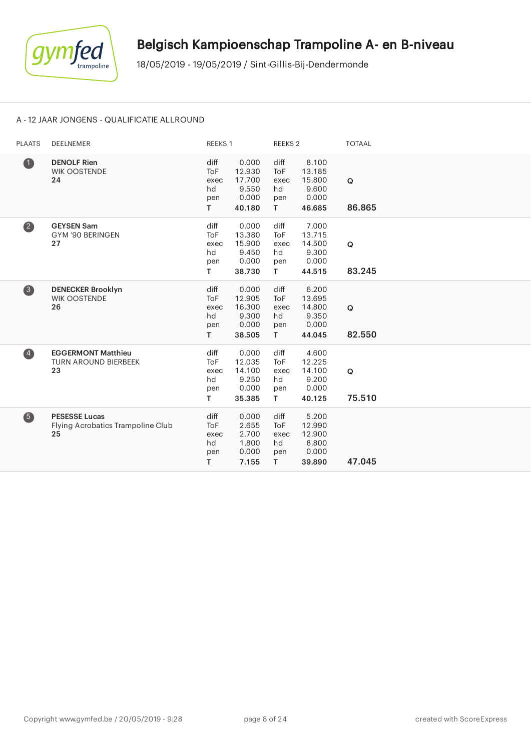# Belgisch Kampioenschap Trampoline A- en B-niveau

18/05/2019 - 19/05/2019 / Sint-Gillis-Bij-Dendermonde

## A - 12 JAAR JONGENS - QUALIFICATIE ALLROUND

| PLAATS | DEELNEMER | REEKS 1 | | REEKS 2 | | | TOTAAL |
|---|---|---|---|---|---|---|---|
| 1 | **DENOLF Rien**<br>WIK OOSTENDE<br>**24** | diff<br>ToF<br>exec<br>hd<br>pen<br>**T** | 0.000<br>12.930<br>17.700<br>9.550<br>0.000<br>**40.180** | diff<br>ToF<br>exec<br>hd<br>pen<br>**T** | 8.100<br>13.185<br>15.800<br>9.600<br>0.000<br>**46.685** | **Q** | **86.865** |
| 2 | **GEYSEN Sam**<br>GYM '90 BERINGEN<br>**27** | diff<br>ToF<br>exec<br>hd<br>pen<br>**T** | 0.000<br>13.380<br>15.900<br>9.450<br>0.000<br>**38.730** | diff<br>ToF<br>exec<br>hd<br>pen<br>**T** | 7.000<br>13.715<br>14.500<br>9.300<br>0.000<br>**44.515** | **Q** | **83.245** |
| 3 | **DENECKER Brooklyn**<br>WIK OOSTENDE<br>**26** | diff<br>ToF<br>exec<br>hd<br>pen<br>**T** | 0.000<br>12.905<br>16.300<br>9.300<br>0.000<br>**38.505** | diff<br>ToF<br>exec<br>hd<br>pen<br>**T** | 6.200<br>13.695<br>14.800<br>9.350<br>0.000<br>**44.045** | **Q** | **82.550** |
| 4 | **EGGERMONT Matthieu**<br>TURN AROUND BIERBEEK<br>**23** | diff<br>ToF<br>exec<br>hd<br>pen<br>**T** | 0.000<br>12.035<br>14.100<br>9.250<br>0.000<br>**35.385** | diff<br>ToF<br>exec<br>hd<br>pen<br>**T** | 4.600<br>12.225<br>14.100<br>9.200<br>0.000<br>**40.125** | **Q** | **75.510** |
| 5 | **PESESSE Lucas**<br>Flying Acrobatics Trampoline Club<br>**25** | diff<br>ToF<br>exec<br>hd<br>pen<br>**T** | 0.000<br>2.655<br>2.700<br>1.800<br>0.000<br>**7.155** | diff<br>ToF<br>exec<br>hd<br>pen<br>**T** | 5.200<br>12.990<br>12.900<br>8.800<br>0.000<br>**39.890** | | **47.045** |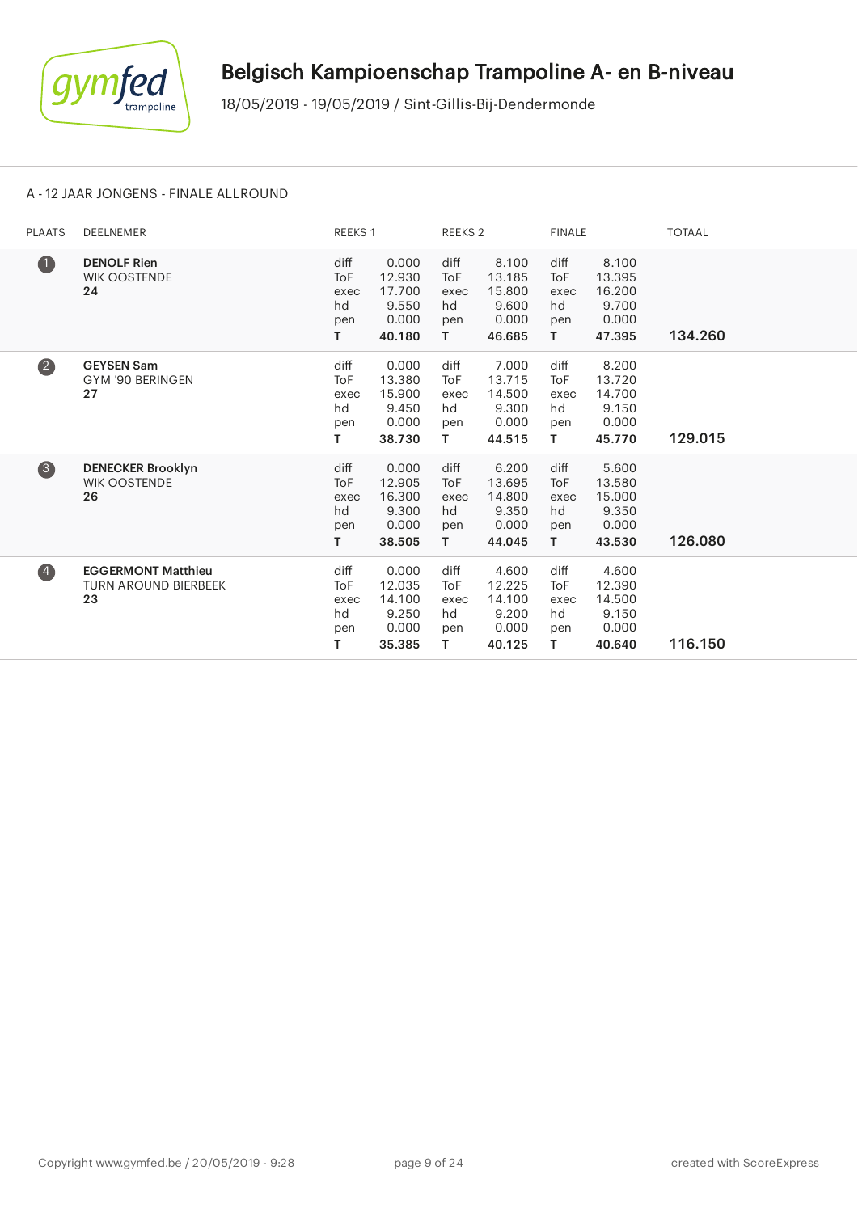# Belgisch Kampioenschap Trampoline A- en B-niveau

18/05/2019 - 19/05/2019 / Sint-Gillis-Bij-Dendermonde

## A - 12 JAAR JONGENS - FINALE ALLROUND

| PLAATS | DEELNEMER | REEKS 1 | | REEKS 2 | | FINALE | | TOTAAL |
|---|---|---|---|---|---|---|---|---|
| 1 | **DENOLF Rien**<br>WIK OOSTENDE<br>**24** | diff<br>ToF<br>exec<br>hd<br>pen<br>**T** | 0.000<br>12.930<br>17.700<br>9.550<br>0.000<br>**40.180** | diff<br>ToF<br>exec<br>hd<br>pen<br>**T** | 8.100<br>13.185<br>15.800<br>9.600<br>0.000<br>**46.685** | diff<br>ToF<br>exec<br>hd<br>pen<br>**T** | 8.100<br>13.395<br>16.200<br>9.700<br>0.000<br>**47.395** | **134.260** |
| 2 | **GEYSEN Sam**<br>GYM '90 BERINGEN<br>**27** | diff<br>ToF<br>exec<br>hd<br>pen<br>**T** | 0.000<br>13.380<br>15.900<br>9.450<br>0.000<br>**38.730** | diff<br>ToF<br>exec<br>hd<br>pen<br>**T** | 7.000<br>13.715<br>14.500<br>9.300<br>0.000<br>**44.515** | diff<br>ToF<br>exec<br>hd<br>pen<br>**T** | 8.200<br>13.720<br>14.700<br>9.150<br>0.000<br>**45.770** | **129.015** |
| 3 | **DENECKER Brooklyn**<br>WIK OOSTENDE<br>**26** | diff<br>ToF<br>exec<br>hd<br>pen<br>**T** | 0.000<br>12.905<br>16.300<br>9.300<br>0.000<br>**38.505** | diff<br>ToF<br>exec<br>hd<br>pen<br>**T** | 6.200<br>13.695<br>14.800<br>9.350<br>0.000<br>**44.045** | diff<br>ToF<br>exec<br>hd<br>pen<br>**T** | 5.600<br>13.580<br>15.000<br>9.350<br>0.000<br>**43.530** | **126.080** |
| 4 | **EGGERMONT Matthieu**<br>TURN AROUND BIERBEEK<br>**23** | diff<br>ToF<br>exec<br>hd<br>pen<br>**T** | 0.000<br>12.035<br>14.100<br>9.250<br>0.000<br>**35.385** | diff<br>ToF<br>exec<br>hd<br>pen<br>**T** | 4.600<br>12.225<br>14.100<br>9.200<br>0.000<br>**40.125** | diff<br>ToF<br>exec<br>hd<br>pen<br>**T** | 4.600<br>12.390<br>14.500<br>9.150<br>0.000<br>**40.640** | **116.150** |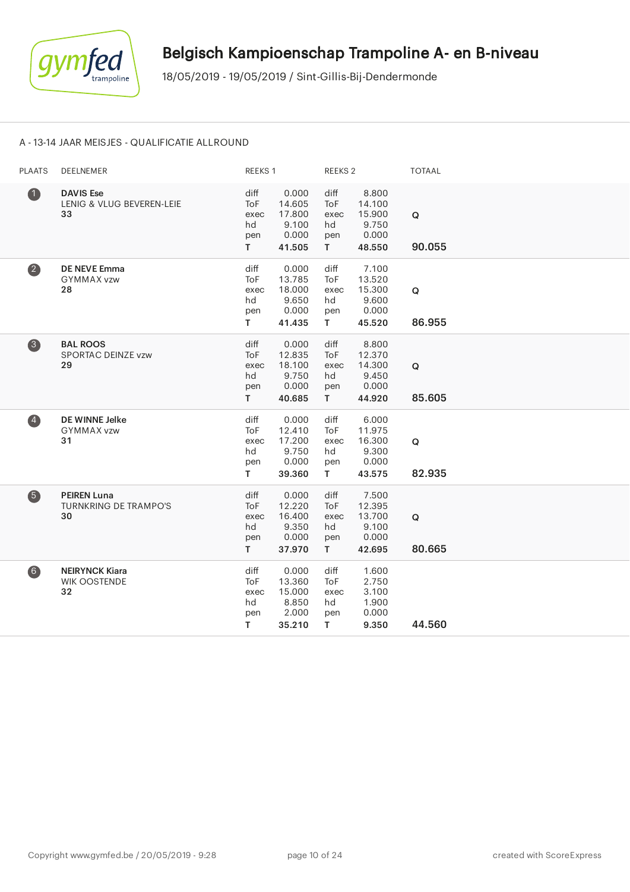# Belgisch Kampioenschap Trampoline A- en B-niveau

18/05/2019 - 19/05/2019 / Sint-Gillis-Bij-Dendermonde

## A - 13-14 JAAR MEISJES - QUALIFICATIE ALLROUND

| PLAATS | DEELNEMER | REEKS 1 | | REEKS 2 | | TOTAAL |
|---|---|---|---|---|---|---|
| 1 | **DAVIS Ese**<br>LENIG & VLUG BEVEREN-LEIE<br>**33** | diff<br>ToF<br>exec<br>hd<br>pen<br>**T** | 0.000<br>14.605<br>17.800<br>9.100<br>0.000<br>**41.505** | diff<br>ToF<br>exec<br>hd<br>pen<br>**T** | 8.800<br>14.100<br>15.900<br>9.750<br>0.000<br>**48.550** | **Q**<br>**90.055** |
| 2 | **DE NEVE Emma**<br>GYMMAX vzw<br>**28** | diff<br>ToF<br>exec<br>hd<br>pen<br>**T** | 0.000<br>13.785<br>18.000<br>9.650<br>0.000<br>**41.435** | diff<br>ToF<br>exec<br>hd<br>pen<br>**T** | 7.100<br>13.520<br>15.300<br>9.600<br>0.000<br>**45.520** | **Q**<br>**86.955** |
| 3 | **BAL ROOS**<br>SPORTAC DEINZE vzw<br>**29** | diff<br>ToF<br>exec<br>hd<br>pen<br>**T** | 0.000<br>12.835<br>18.100<br>9.750<br>0.000<br>**40.685** | diff<br>ToF<br>exec<br>hd<br>pen<br>**T** | 8.800<br>12.370<br>14.300<br>9.450<br>0.000<br>**44.920** | **Q**<br>**85.605** |
| 4 | **DE WINNE Jelke**<br>GYMMAX vzw<br>**31** | diff<br>ToF<br>exec<br>hd<br>pen<br>**T** | 0.000<br>12.410<br>17.200<br>9.750<br>0.000<br>**39.360** | diff<br>ToF<br>exec<br>hd<br>pen<br>**T** | 6.000<br>11.975<br>16.300<br>9.300<br>0.000<br>**43.575** | **Q**<br>**82.935** |
| 5 | **PEIREN Luna**<br>TURNKRING DE TRAMPO'S<br>**30** | diff<br>ToF<br>exec<br>hd<br>pen<br>**T** | 0.000<br>12.220<br>16.400<br>9.350<br>0.000<br>**37.970** | diff<br>ToF<br>exec<br>hd<br>pen<br>**T** | 7.500<br>12.395<br>13.700<br>9.100<br>0.000<br>**42.695** | **Q**<br>**80.665** |
| 6 | **NEIRYNCK Kiara**<br>WIK OOSTENDE<br>**32** | diff<br>ToF<br>exec<br>hd<br>pen<br>**T** | 0.000<br>13.360<br>15.000<br>8.850<br>2.000<br>**35.210** | diff<br>ToF<br>exec<br>hd<br>pen<br>**T** | 1.600<br>2.750<br>3.100<br>1.900<br>0.000<br>**9.350** | **44.560** |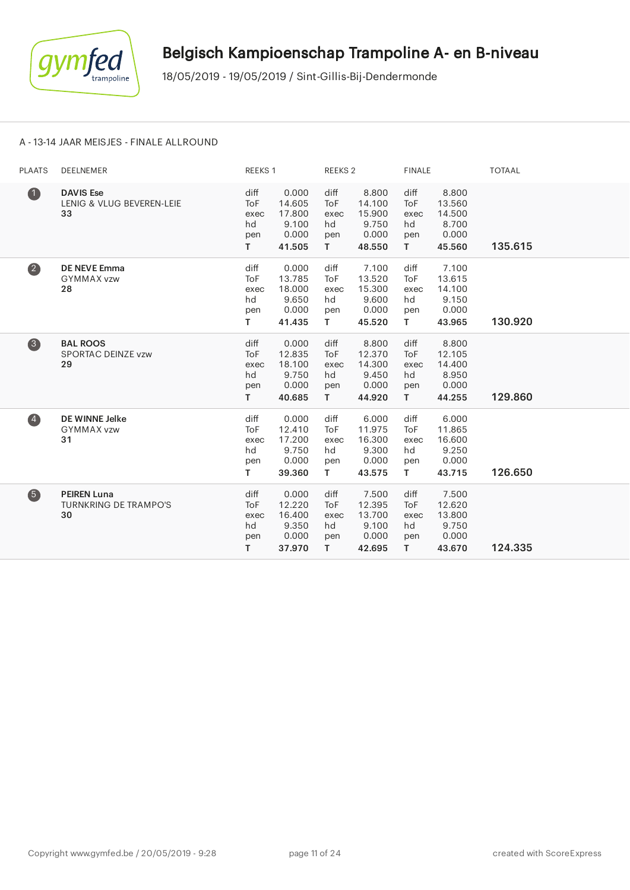# Belgisch Kampioenschap Trampoline A- en B-niveau

18/05/2019 - 19/05/2019 / Sint-Gillis-Bij-Dendermonde

## A - 13-14 JAAR MEISJES - FINALE ALLROUND

| PLAATS | DEELNEMER | REEKS 1 | | REEKS 2 | | FINALE | | TOTAAL |
|---|---|---|---|---|---|---|---|---|
| 1 | **DAVIS Ese**<br>LENIG & VLUG BEVEREN-LEIE<br>**33** | diff<br>ToF<br>exec<br>hd<br>pen<br>**T** | 0.000<br>14.605<br>17.800<br>9.100<br>0.000<br>**41.505** | diff<br>ToF<br>exec<br>hd<br>pen<br>**T** | 8.800<br>14.100<br>15.900<br>9.750<br>0.000<br>**48.550** | diff<br>ToF<br>exec<br>hd<br>pen<br>**T** | 8.800<br>13.560<br>14.500<br>8.700<br>0.000<br>**45.560** | **135.615** |
| 2 | **DE NEVE Emma**<br>GYMMAX vzw<br>**28** | diff<br>ToF<br>exec<br>hd<br>pen<br>**T** | 0.000<br>13.785<br>18.000<br>9.650<br>0.000<br>**41.435** | diff<br>ToF<br>exec<br>hd<br>pen<br>**T** | 7.100<br>13.520<br>15.300<br>9.600<br>0.000<br>**45.520** | diff<br>ToF<br>exec<br>hd<br>pen<br>**T** | 7.100<br>13.615<br>14.100<br>9.150<br>0.000<br>**43.965** | **130.920** |
| 3 | **BAL ROOS**<br>SPORTAC DEINZE vzw<br>**29** | diff<br>ToF<br>exec<br>hd<br>pen<br>**T** | 0.000<br>12.835<br>18.100<br>9.750<br>0.000<br>**40.685** | diff<br>ToF<br>exec<br>hd<br>pen<br>**T** | 8.800<br>12.370<br>14.300<br>9.450<br>0.000<br>**44.920** | diff<br>ToF<br>exec<br>hd<br>pen<br>**T** | 8.800<br>12.105<br>14.400<br>8.950<br>0.000<br>**44.255** | **129.860** |
| 4 | **DE WINNE Jelke**<br>GYMMAX vzw<br>**31** | diff<br>ToF<br>exec<br>hd<br>pen<br>**T** | 0.000<br>12.410<br>17.200<br>9.750<br>0.000<br>**39.360** | diff<br>ToF<br>exec<br>hd<br>pen<br>**T** | 6.000<br>11.975<br>16.300<br>9.300<br>0.000<br>**43.575** | diff<br>ToF<br>exec<br>hd<br>pen<br>**T** | 6.000<br>11.865<br>16.600<br>9.250<br>0.000<br>**43.715** | **126.650** |
| 5 | **PEIREN Luna**<br>TURNKRING DE TRAMPO'S<br>**30** | diff<br>ToF<br>exec<br>hd<br>pen<br>**T** | 0.000<br>12.220<br>16.400<br>9.350<br>0.000<br>**37.970** | diff<br>ToF<br>exec<br>hd<br>pen<br>**T** | 7.500<br>12.395<br>13.700<br>9.100<br>0.000<br>**42.695** | diff<br>ToF<br>exec<br>hd<br>pen<br>**T** | 7.500<br>12.620<br>13.800<br>9.750<br>0.000<br>**43.670** | **124.335** |

Copyright www.gymfed.be / 20/05/2019 - 9:28 created with ScoreExpress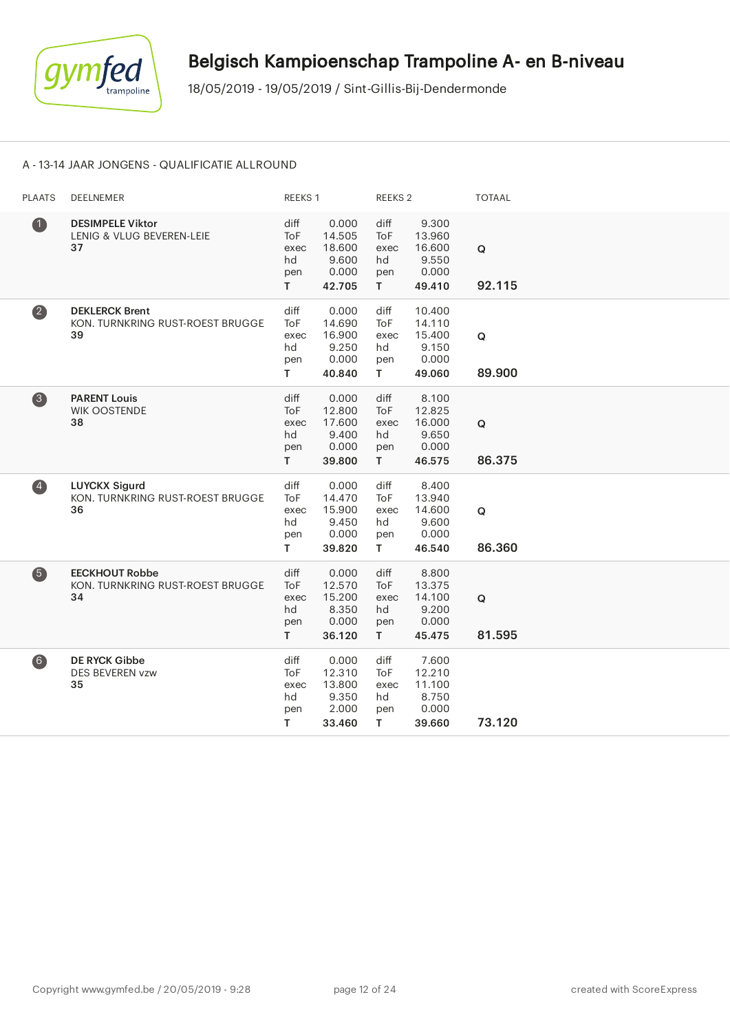# Belgisch Kampioenschap Trampoline A- en B-niveau

18/05/2019 - 19/05/2019 / Sint-Gillis-Bij-Dendermonde

A - 13-14 JAAR JONGENS - QUALIFICATIE ALLROUND

| PLAATS | DEELNEMER | REEKS 1 | | REEKS 2 | | TOTAAL |
|---|---|---|---|---|---|---|
| 1 | **DESIMPELE Viktor**<br>LENIG & VLUG BEVEREN-LEIE<br>**37** | diff<br>ToF<br>exec<br>hd<br>pen<br>**T** | 0.000<br>14.505<br>18.600<br>9.600<br>0.000<br>**42.705** | diff<br>ToF<br>exec<br>hd<br>pen<br>**T** | 9.300<br>13.960<br>16.600<br>9.550<br>0.000<br>**49.410** | **Q**<br>**92.115** |
| 2 | **DEKLERCK Brent**<br>KON. TURNKRING RUST-ROEST BRUGGE<br>**39** | diff<br>ToF<br>exec<br>hd<br>pen<br>**T** | 0.000<br>14.690<br>16.900<br>9.250<br>0.000<br>**40.840** | diff<br>ToF<br>exec<br>hd<br>pen<br>**T** | 10.400<br>14.110<br>15.400<br>9.150<br>0.000<br>**49.060** | **Q**<br>**89.900** |
| 3 | **PARENT Louis**<br>WIK OOSTENDE<br>**38** | diff<br>ToF<br>exec<br>hd<br>pen<br>**T** | 0.000<br>12.800<br>17.600<br>9.400<br>0.000<br>**39.800** | diff<br>ToF<br>exec<br>hd<br>pen<br>**T** | 8.100<br>12.825<br>16.000<br>9.650<br>0.000<br>**46.575** | **Q**<br>**86.375** |
| 4 | **LUYCKX Sigurd**<br>KON. TURNKRING RUST-ROEST BRUGGE<br>**36** | diff<br>ToF<br>exec<br>hd<br>pen<br>**T** | 0.000<br>14.470<br>15.900<br>9.450<br>0.000<br>**39.820** | diff<br>ToF<br>exec<br>hd<br>pen<br>**T** | 8.400<br>13.940<br>14.600<br>9.600<br>0.000<br>**46.540** | **Q**<br>**86.360** |
| 5 | **EECKHOUT Robbe**<br>KON. TURNKRING RUST-ROEST BRUGGE<br>**34** | diff<br>ToF<br>exec<br>hd<br>pen<br>**T** | 0.000<br>12.570<br>15.200<br>8.350<br>0.000<br>**36.120** | diff<br>ToF<br>exec<br>hd<br>pen<br>**T** | 8.800<br>13.375<br>14.100<br>9.200<br>0.000<br>**45.475** | **Q**<br>**81.595** |
| 6 | **DE RYCK Gibbe**<br>DES BEVEREN vzw<br>**35** | diff<br>ToF<br>exec<br>hd<br>pen<br>**T** | 0.000<br>12.310<br>13.800<br>9.350<br>2.000<br>**33.460** | diff<br>ToF<br>exec<br>hd<br>pen<br>**T** | 7.600<br>12.210<br>11.100<br>8.750<br>0.000<br>**39.660** | **73.120** |

Copyright www.gymfed.be / 20/05/2019 - 9:28 created with ScoreExpress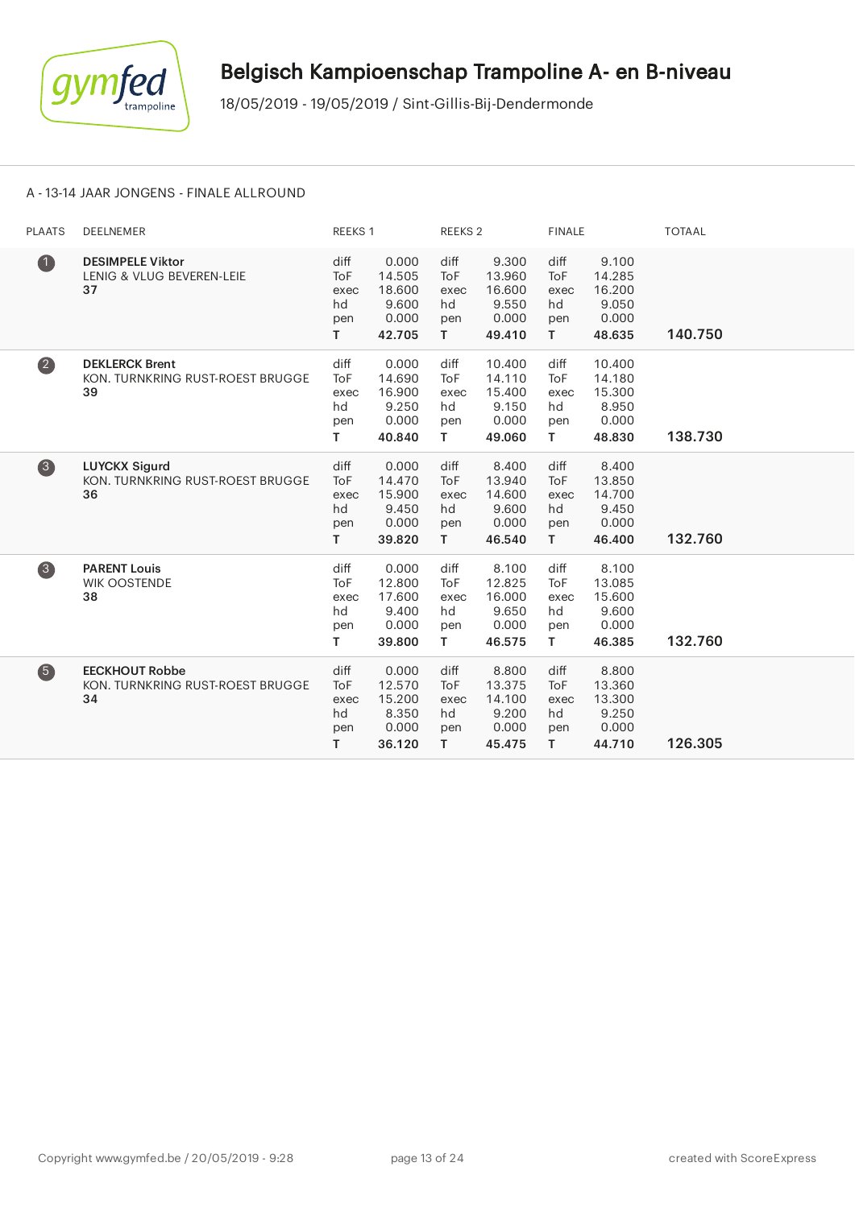# Belgisch Kampioenschap Trampoline A- en B-niveau

18/05/2019 - 19/05/2019 / Sint-Gillis-Bij-Dendermonde

## A - 13-14 JAAR JONGENS - FINALE ALLROUND

| PLAATS | DEELNEMER | REEKS 1 | | REEKS 2 | | FINALE | | TOTAAL |
|---|---|---|---|---|---|---|---|---|
| 1 | **DESIMPELE Viktor**<br>LENIG & VLUG BEVEREN-LEIE<br>**37** | diff<br>ToF<br>exec<br>hd<br>pen<br>**T** | 0.000<br>14.505<br>18.600<br>9.600<br>0.000<br>**42.705** | diff<br>ToF<br>exec<br>hd<br>pen<br>**T** | 9.300<br>13.960<br>16.600<br>9.550<br>0.000<br>**49.410** | diff<br>ToF<br>exec<br>hd<br>pen<br>**T** | 9.100<br>14.285<br>16.200<br>9.050<br>0.000<br>**48.635** | **140.750** |
| 2 | **DEKLERCK Brent**<br>KON. TURNKRING RUST-ROEST BRUGGE<br>**39** | diff<br>ToF<br>exec<br>hd<br>pen<br>**T** | 0.000<br>14.690<br>16.900<br>9.250<br>0.000<br>**40.840** | diff<br>ToF<br>exec<br>hd<br>pen<br>**T** | 10.400<br>14.110<br>15.400<br>9.150<br>0.000<br>**49.060** | diff<br>ToF<br>exec<br>hd<br>pen<br>**T** | 10.400<br>14.180<br>15.300<br>8.950<br>0.000<br>**48.830** | **138.730** |
| 3 | **LUYCKX Sigurd**<br>KON. TURNKRING RUST-ROEST BRUGGE<br>**36** | diff<br>ToF<br>exec<br>hd<br>pen<br>**T** | 0.000<br>14.470<br>15.900<br>9.450<br>0.000<br>**39.820** | diff<br>ToF<br>exec<br>hd<br>pen<br>**T** | 8.400<br>13.940<br>14.600<br>9.600<br>0.000<br>**46.540** | diff<br>ToF<br>exec<br>hd<br>pen<br>**T** | 8.400<br>13.850<br>14.700<br>9.450<br>0.000<br>**46.400** | **132.760** |
| 3 | **PARENT Louis**<br>WIK OOSTENDE<br>**38** | diff<br>ToF<br>exec<br>hd<br>pen<br>**T** | 0.000<br>12.800<br>17.600<br>9.400<br>0.000<br>**39.800** | diff<br>ToF<br>exec<br>hd<br>pen<br>**T** | 8.100<br>12.825<br>16.000<br>9.650<br>0.000<br>**46.575** | diff<br>ToF<br>exec<br>hd<br>pen<br>**T** | 8.100<br>13.085<br>15.600<br>9.600<br>0.000<br>**46.385** | **132.760** |
| 5 | **EECKHOUT Robbe**<br>KON. TURNKRING RUST-ROEST BRUGGE<br>**34** | diff<br>ToF<br>exec<br>hd<br>pen<br>**T** | 0.000<br>12.570<br>15.200<br>8.350<br>0.000<br>**36.120** | diff<br>ToF<br>exec<br>hd<br>pen<br>**T** | 8.800<br>13.375<br>14.100<br>9.200<br>0.000<br>**45.475** | diff<br>ToF<br>exec<br>hd<br>pen<br>**T** | 8.800<br>13.360<br>13.300<br>9.250<br>0.000<br>**44.710** | **126.305** |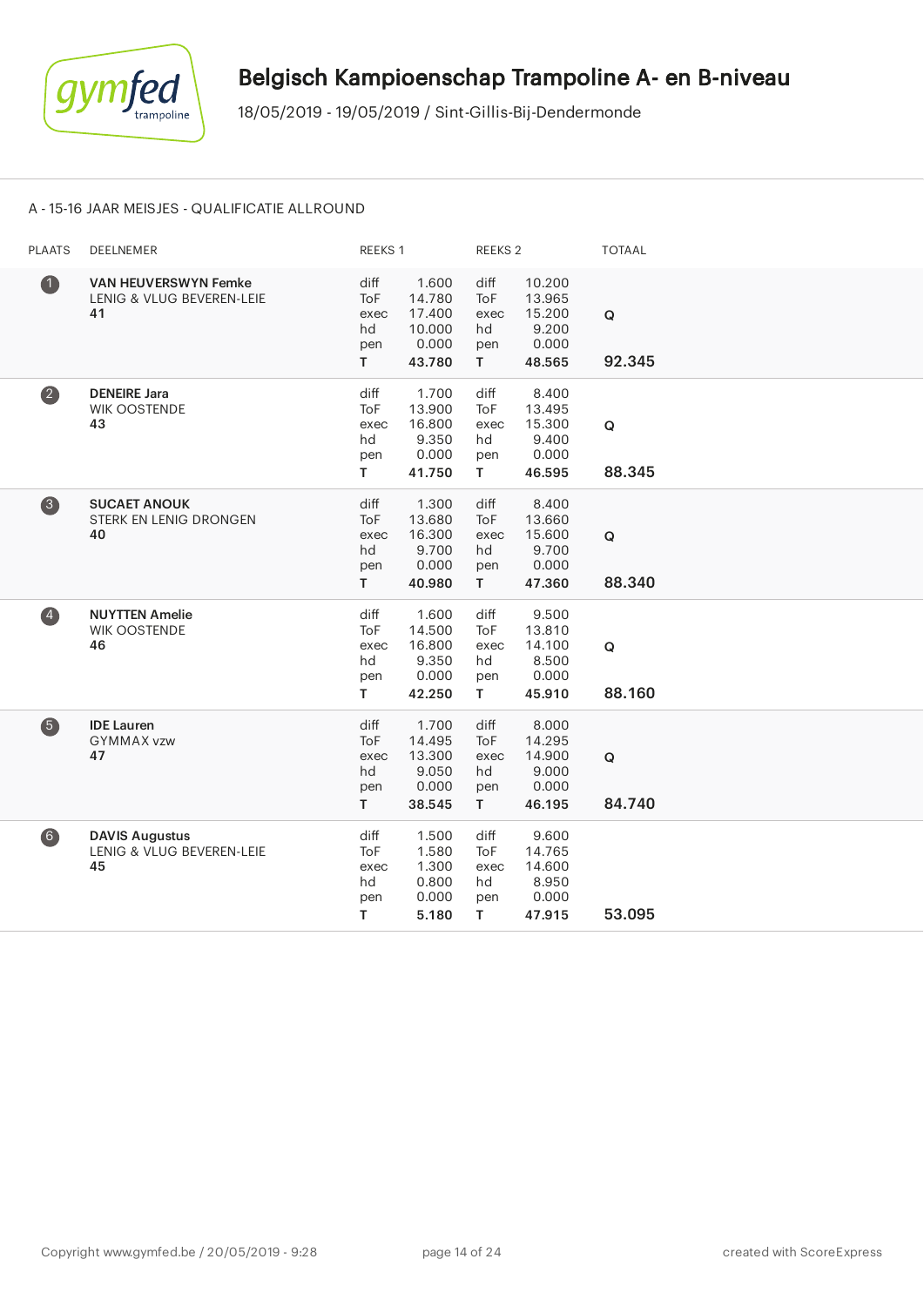# Belgisch Kampioenschap Trampoline A- en B-niveau

18/05/2019 - 19/05/2019 / Sint-Gillis-Bij-Dendermonde

A - 15-16 JAAR MEISJES - QUALIFICATIE ALLROUND

| PLAATS | DEELNEMER | REEKS 1 | | REEKS 2 | | TOTAAL |
|---|---|---|---|---|---|---|
| 1 | **VAN HEUVERSWYN Femke**<br>LENIG & VLUG BEVEREN-LEIE<br>**41** | diff<br>ToF<br>exec<br>hd<br>pen<br>**T** | 1.600<br>14.780<br>17.400<br>10.000<br>0.000<br>**43.780** | diff<br>ToF<br>exec<br>hd<br>pen<br>**T** | 10.200<br>13.965<br>15.200<br>9.200<br>0.000<br>**48.565** | **Q**<br>**92.345** |
| 2 | **DENEIRE Jara**<br>WIK OOSTENDE<br>**43** | diff<br>ToF<br>exec<br>hd<br>pen<br>**T** | 1.700<br>13.900<br>16.800<br>9.350<br>0.000<br>**41.750** | diff<br>ToF<br>exec<br>hd<br>pen<br>**T** | 8.400<br>13.495<br>15.300<br>9.400<br>0.000<br>**46.595** | **Q**<br>**88.345** |
| 3 | **SUCAET ANOUK**<br>STERK EN LENIG DRONGEN<br>**40** | diff<br>ToF<br>exec<br>hd<br>pen<br>**T** | 1.300<br>13.680<br>16.300<br>9.700<br>0.000<br>**40.980** | diff<br>ToF<br>exec<br>hd<br>pen<br>**T** | 8.400<br>13.660<br>15.600<br>9.700<br>0.000<br>**47.360** | **Q**<br>**88.340** |
| 4 | **NUYTTEN Amelie**<br>WIK OOSTENDE<br>**46** | diff<br>ToF<br>exec<br>hd<br>pen<br>**T** | 1.600<br>14.500<br>16.800<br>9.350<br>0.000<br>**42.250** | diff<br>ToF<br>exec<br>hd<br>pen<br>**T** | 9.500<br>13.810<br>14.100<br>8.500<br>0.000<br>**45.910** | **Q**<br>**88.160** |
| 5 | **IDE Lauren**<br>GYMMAX vzw<br>**47** | diff<br>ToF<br>exec<br>hd<br>pen<br>**T** | 1.700<br>14.495<br>13.300<br>9.050<br>0.000<br>**38.545** | diff<br>ToF<br>exec<br>hd<br>pen<br>**T** | 8.000<br>14.295<br>14.900<br>9.000<br>0.000<br>**46.195** | **Q**<br>**84.740** |
| 6 | **DAVIS Augustus**<br>LENIG & VLUG BEVEREN-LEIE<br>**45** | diff<br>ToF<br>exec<br>hd<br>pen<br>**T** | 1.500<br>1.580<br>1.300<br>0.800<br>0.000<br>**5.180** | diff<br>ToF<br>exec<br>hd<br>pen<br>**T** | 9.600<br>14.765<br>14.600<br>8.950<br>0.000<br>**47.915** | **53.095** |

Copyright www.gymfed.be / 20/05/2019 - 9:28 created with ScoreExpress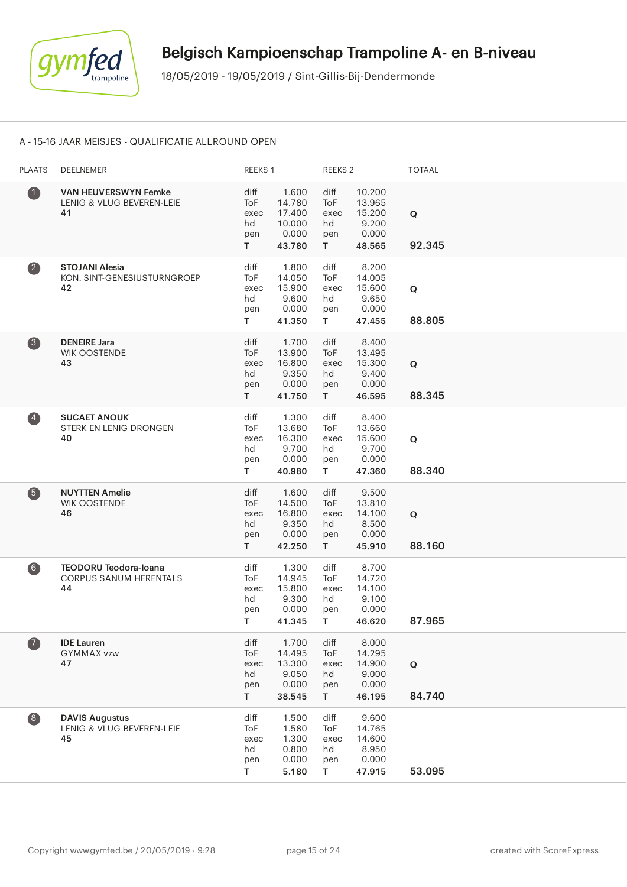# Belgisch Kampioenschap Trampoline A- en B-niveau

18/05/2019 - 19/05/2019 / Sint-Gillis-Bij-Dendermonde

A - 15-16 JAAR MEISJES - QUALIFICATIE ALLROUND OPEN

| PLAATS | DEELNEMER | REEKS 1 | | REEKS 2 | | | TOTAAL |
|---|---|---|---|---|---|---|---|
| 1 | **VAN HEUVERSWYN Femke**<br>LENIG & VLUG BEVEREN-LEIE<br>**41** | diff<br>ToF<br>exec<br>hd<br>pen<br>**T** | 1.600<br>14.780<br>17.400<br>10.000<br>0.000<br>**43.780** | diff<br>ToF<br>exec<br>hd<br>pen<br>**T** | 10.200<br>13.965<br>15.200<br>9.200<br>0.000<br>**48.565** | **Q** | **92.345** |
| 2 | **STOJANI Alesia**<br>KON. SINT-GENESIUSTURNGROEP<br>**42** | diff<br>ToF<br>exec<br>hd<br>pen<br>**T** | 1.800<br>14.050<br>15.900<br>9.600<br>0.000<br>**41.350** | diff<br>ToF<br>exec<br>hd<br>pen<br>**T** | 8.200<br>14.005<br>15.600<br>9.650<br>0.000<br>**47.455** | **Q** | **88.805** |
| 3 | **DENEIRE Jara**<br>WIK OOSTENDE<br>**43** | diff<br>ToF<br>exec<br>hd<br>pen<br>**T** | 1.700<br>13.900<br>16.800<br>9.350<br>0.000<br>**41.750** | diff<br>ToF<br>exec<br>hd<br>pen<br>**T** | 8.400<br>13.495<br>15.300<br>9.400<br>0.000<br>**46.595** | **Q** | **88.345** |
| 4 | **SUCAET ANOUK**<br>STERK EN LENIG DRONGEN<br>**40** | diff<br>ToF<br>exec<br>hd<br>pen<br>**T** | 1.300<br>13.680<br>16.300<br>9.700<br>0.000<br>**40.980** | diff<br>ToF<br>exec<br>hd<br>pen<br>**T** | 8.400<br>13.660<br>15.600<br>9.700<br>0.000<br>**47.360** | **Q** | **88.340** |
| 5 | **NUYTTEN Amelie**<br>WIK OOSTENDE<br>**46** | diff<br>ToF<br>exec<br>hd<br>pen<br>**T** | 1.600<br>14.500<br>16.800<br>9.350<br>0.000<br>**42.250** | diff<br>ToF<br>exec<br>hd<br>pen<br>**T** | 9.500<br>13.810<br>14.100<br>8.500<br>0.000<br>**45.910** | **Q** | **88.160** |
| 6 | **TEODORU Teodora-Ioana**<br>CORPUS SANUM HERENTALS<br>**44** | diff<br>ToF<br>exec<br>hd<br>pen<br>**T** | 1.300<br>14.945<br>15.800<br>9.300<br>0.000<br>**41.345** | diff<br>ToF<br>exec<br>hd<br>pen<br>**T** | 8.700<br>14.720<br>14.100<br>9.100<br>0.000<br>**46.620** | | **87.965** |
| 7 | **IDE Lauren**<br>GYMMAX vzw<br>**47** | diff<br>ToF<br>exec<br>hd<br>pen<br>**T** | 1.700<br>14.495<br>13.300<br>9.050<br>0.000<br>**38.545** | diff<br>ToF<br>exec<br>hd<br>pen<br>**T** | 8.000<br>14.295<br>14.900<br>9.000<br>0.000<br>**46.195** | **Q** | **84.740** |
| 8 | **DAVIS Augustus**<br>LENIG & VLUG BEVEREN-LEIE<br>**45** | diff<br>ToF<br>exec<br>hd<br>pen<br>**T** | 1.500<br>1.580<br>1.300<br>0.800<br>0.000<br>**5.180** | diff<br>ToF<br>exec<br>hd<br>pen<br>**T** | 9.600<br>14.765<br>14.600<br>8.950<br>0.000<br>**47.915** | | **53.095** |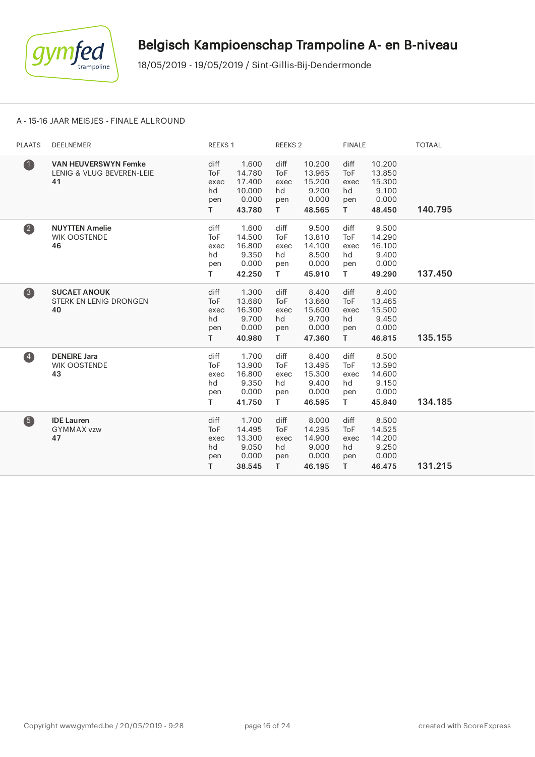# Belgisch Kampioenschap Trampoline A- en B-niveau

18/05/2019 - 19/05/2019 / Sint-Gillis-Bij-Dendermonde

A - 15-16 JAAR MEISJES - FINALE ALLROUND

| PLAATS | DEELNEMER | REEKS 1 | | REEKS 2 | | FINALE | | TOTAAL |
|---|---|---|---|---|---|---|---|---|
| 1 | **VAN HEUVERSWYN Femke**<br>LENIG & VLUG BEVEREN-LEIE<br>**41** | diff<br>ToF<br>exec<br>hd<br>pen<br>**T** | 1.600<br>14.780<br>17.400<br>10.000<br>0.000<br>**43.780** | diff<br>ToF<br>exec<br>hd<br>pen<br>**T** | 10.200<br>13.965<br>15.200<br>9.200<br>0.000<br>**48.565** | diff<br>ToF<br>exec<br>hd<br>pen<br>**T** | 10.200<br>13.850<br>15.300<br>9.100<br>0.000<br>**48.450** | **140.795** |
| 2 | **NUYTTEN Amelie**<br>WIK OOSTENDE<br>**46** | diff<br>ToF<br>exec<br>hd<br>pen<br>**T** | 1.600<br>14.500<br>16.800<br>9.350<br>0.000<br>**42.250** | diff<br>ToF<br>exec<br>hd<br>pen<br>**T** | 9.500<br>13.810<br>14.100<br>8.500<br>0.000<br>**45.910** | diff<br>ToF<br>exec<br>hd<br>pen<br>**T** | 9.500<br>14.290<br>16.100<br>9.400<br>0.000<br>**49.290** | **137.450** |
| 3 | **SUCAET ANOUK**<br>STERK EN LENIG DRONGEN<br>**40** | diff<br>ToF<br>exec<br>hd<br>pen<br>**T** | 1.300<br>13.680<br>16.300<br>9.700<br>0.000<br>**40.980** | diff<br>ToF<br>exec<br>hd<br>pen<br>**T** | 8.400<br>13.660<br>15.600<br>9.700<br>0.000<br>**47.360** | diff<br>ToF<br>exec<br>hd<br>pen<br>**T** | 8.400<br>13.465<br>15.500<br>9.450<br>0.000<br>**46.815** | **135.155** |
| 4 | **DENEIRE Jara**<br>WIK OOSTENDE<br>**43** | diff<br>ToF<br>exec<br>hd<br>pen<br>**T** | 1.700<br>13.900<br>16.800<br>9.350<br>0.000<br>**41.750** | diff<br>ToF<br>exec<br>hd<br>pen<br>**T** | 8.400<br>13.495<br>15.300<br>9.400<br>0.000<br>**46.595** | diff<br>ToF<br>exec<br>hd<br>pen<br>**T** | 8.500<br>13.590<br>14.600<br>9.150<br>0.000<br>**45.840** | **134.185** |
| 5 | **IDE Lauren**<br>GYMMAX vzw<br>**47** | diff<br>ToF<br>exec<br>hd<br>pen<br>**T** | 1.700<br>14.495<br>13.300<br>9.050<br>0.000<br>**38.545** | diff<br>ToF<br>exec<br>hd<br>pen<br>**T** | 8.000<br>14.295<br>14.900<br>9.000<br>0.000<br>**46.195** | diff<br>ToF<br>exec<br>hd<br>pen<br>**T** | 8.500<br>14.525<br>14.200<br>9.250<br>0.000<br>**46.475** | **131.215** |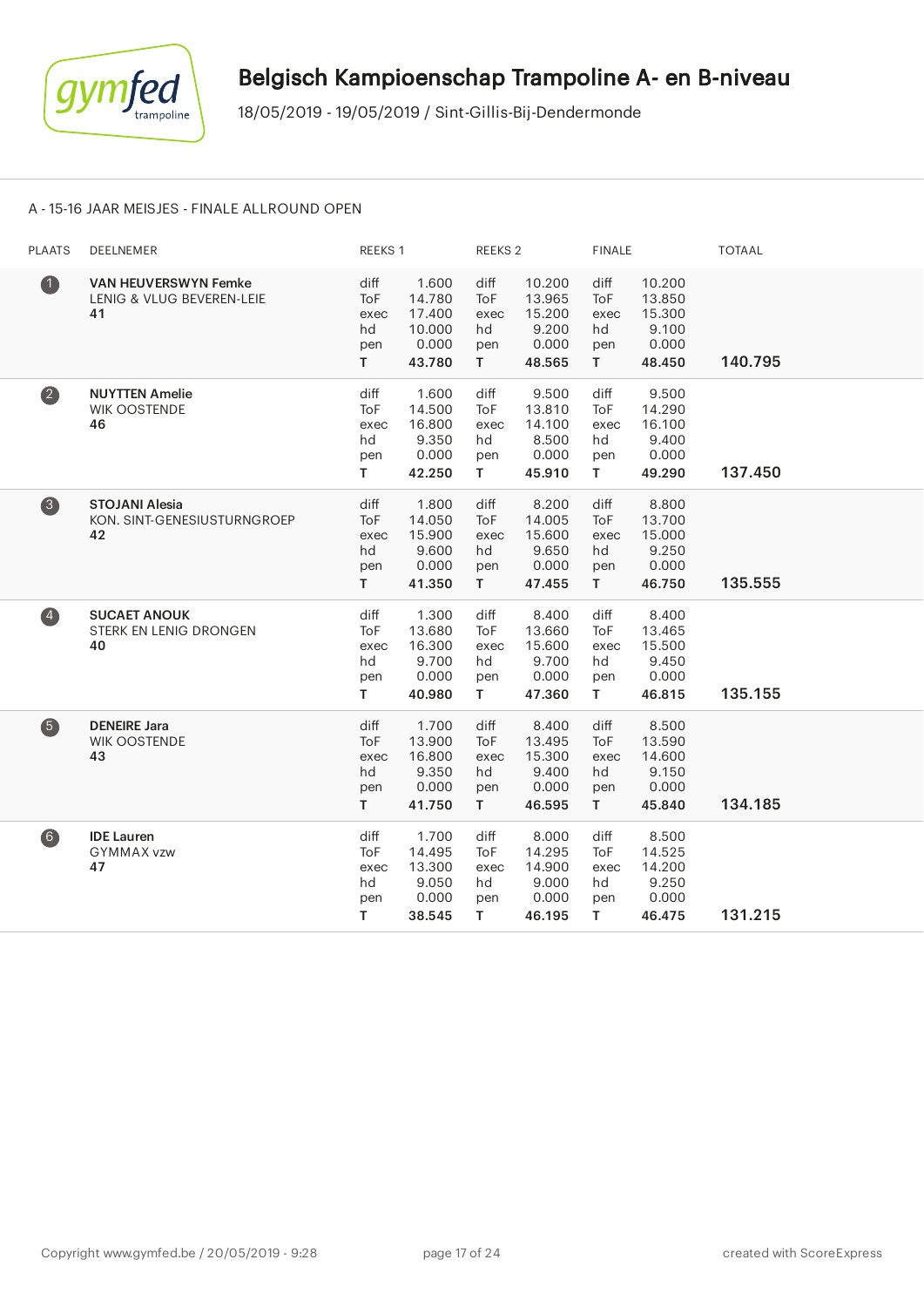# Belgisch Kampioenschap Trampoline A- en B-niveau

18/05/2019 - 19/05/2019 / Sint-Gillis-Bij-Dendermonde

A - 15-16 JAAR MEISJES - FINALE ALLROUND OPEN

| PLAATS | DEELNEMER | REEKS 1 | | REEKS 2 | | FINALE | | TOTAAL |
|---|---|---|---|---|---|---|---|---|
| 1 | **VAN HEUVERSWYN Femke**<br>LENIG & VLUG BEVEREN-LEIE<br>**41** | diff<br>ToF<br>exec<br>hd<br>pen<br>**T** | 1.600<br>14.780<br>17.400<br>10.000<br>0.000<br>**43.780** | diff<br>ToF<br>exec<br>hd<br>pen<br>**T** | 10.200<br>13.965<br>15.200<br>9.200<br>0.000<br>**48.565** | diff<br>ToF<br>exec<br>hd<br>pen<br>**T** | 10.200<br>13.850<br>15.300<br>9.100<br>0.000<br>**48.450** | **140.795** |
| 2 | **NUYTTEN Amelie**<br>WIK OOSTENDE<br>**46** | diff<br>ToF<br>exec<br>hd<br>pen<br>**T** | 1.600<br>14.500<br>16.800<br>9.350<br>0.000<br>**42.250** | diff<br>ToF<br>exec<br>hd<br>pen<br>**T** | 9.500<br>13.810<br>14.100<br>8.500<br>0.000<br>**45.910** | diff<br>ToF<br>exec<br>hd<br>pen<br>**T** | 9.500<br>14.290<br>16.100<br>9.400<br>0.000<br>**49.290** | **137.450** |
| 3 | **STOJANI Alesia**<br>KON. SINT-GENESIUSTURNGROEP<br>**42** | diff<br>ToF<br>exec<br>hd<br>pen<br>**T** | 1.800<br>14.050<br>15.900<br>9.600<br>0.000<br>**41.350** | diff<br>ToF<br>exec<br>hd<br>pen<br>**T** | 8.200<br>14.005<br>15.600<br>9.650<br>0.000<br>**47.455** | diff<br>ToF<br>exec<br>hd<br>pen<br>**T** | 8.800<br>13.700<br>15.000<br>9.250<br>0.000<br>**46.750** | **135.555** |
| 4 | **SUCAET ANOUK**<br>STERK EN LENIG DRONGEN<br>**40** | diff<br>ToF<br>exec<br>hd<br>pen<br>**T** | 1.300<br>13.680<br>16.300<br>9.700<br>0.000<br>**40.980** | diff<br>ToF<br>exec<br>hd<br>pen<br>**T** | 8.400<br>13.660<br>15.600<br>9.700<br>0.000<br>**47.360** | diff<br>ToF<br>exec<br>hd<br>pen<br>**T** | 8.400<br>13.465<br>15.500<br>9.450<br>0.000<br>**46.815** | **135.155** |
| 5 | **DENEIRE Jara**<br>WIK OOSTENDE<br>**43** | diff<br>ToF<br>exec<br>hd<br>pen<br>**T** | 1.700<br>13.900<br>16.800<br>9.350<br>0.000<br>**41.750** | diff<br>ToF<br>exec<br>hd<br>pen<br>**T** | 8.400<br>13.495<br>15.300<br>9.400<br>0.000<br>**46.595** | diff<br>ToF<br>exec<br>hd<br>pen<br>**T** | 8.500<br>13.590<br>14.600<br>9.150<br>0.000<br>**45.840** | **134.185** |
| 6 | **IDE Lauren**<br>GYMMAX vzw<br>**47** | diff<br>ToF<br>exec<br>hd<br>pen<br>**T** | 1.700<br>14.495<br>13.300<br>9.050<br>0.000<br>**38.545** | diff<br>ToF<br>exec<br>hd<br>pen<br>**T** | 8.000<br>14.295<br>14.900<br>9.000<br>0.000<br>**46.195** | diff<br>ToF<br>exec<br>hd<br>pen<br>**T** | 8.500<br>14.525<br>14.200<br>9.250<br>0.000<br>**46.475** | **131.215** |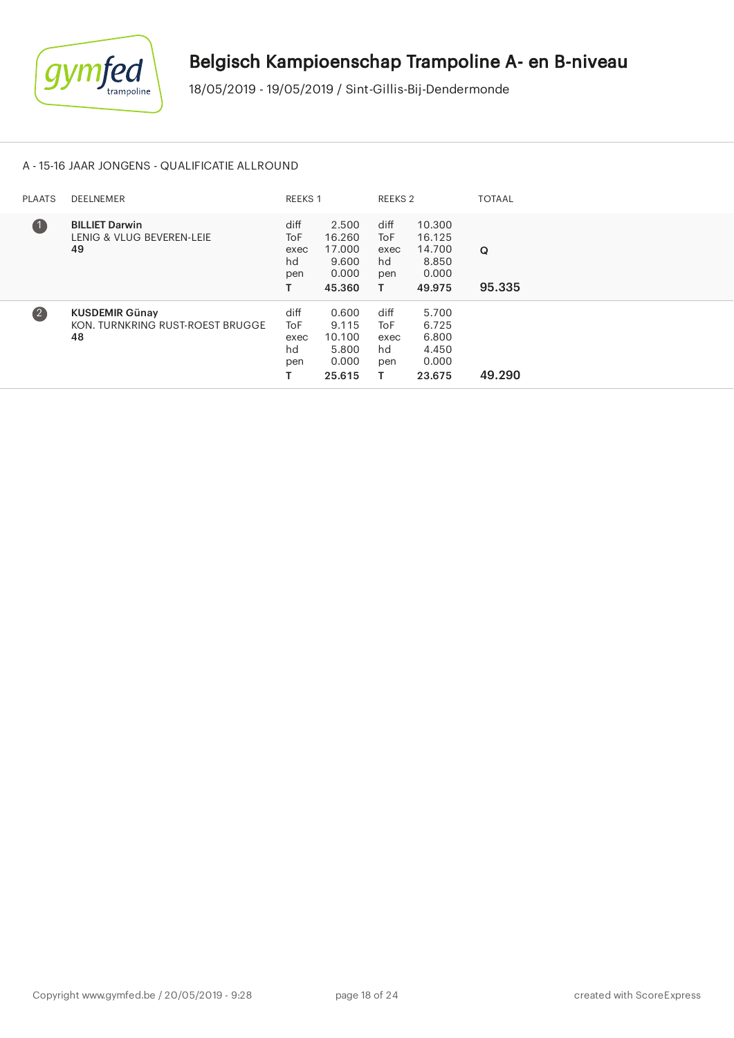# Belgisch Kampioenschap Trampoline A- en B-niveau

18/05/2019 - 19/05/2019 / Sint-Gillis-Bij-Dendermonde

A - 15-16 JAAR JONGENS - QUALIFICATIE ALLROUND

| PLAATS | DEELNEMER | REEKS 1 | | REEKS 2 | | TOTAAL |
|---|---|---|---|---|---|---|
| 1 | **BILLIET Darwin**<br>LENIG & VLUG BEVEREN-LEIE<br>**49** | diff<br>ToF<br>exec<br>hd<br>pen<br>**T** | 2.500<br>16.260<br>17.000<br>9.600<br>0.000<br>**45.360** | diff<br>ToF<br>exec<br>hd<br>pen<br>**T** | 10.300<br>16.125<br>14.700<br>8.850<br>0.000<br>**49.975** | **Q**<br>95.335 |
| 2 | **KUSDEMIR Günay**<br>KON. TURNKRING RUST-ROEST BRUGGE<br>**48** | diff<br>ToF<br>exec<br>hd<br>pen<br>**T** | 0.600<br>9.115<br>10.100<br>5.800<br>0.000<br>**25.615** | diff<br>ToF<br>exec<br>hd<br>pen<br>**T** | 5.700<br>6.725<br>6.800<br>4.450<br>0.000<br>**23.675** | 49.290 |

Copyright www.gymfed.be / 20/05/2019 - 9:28

created with ScoreExpress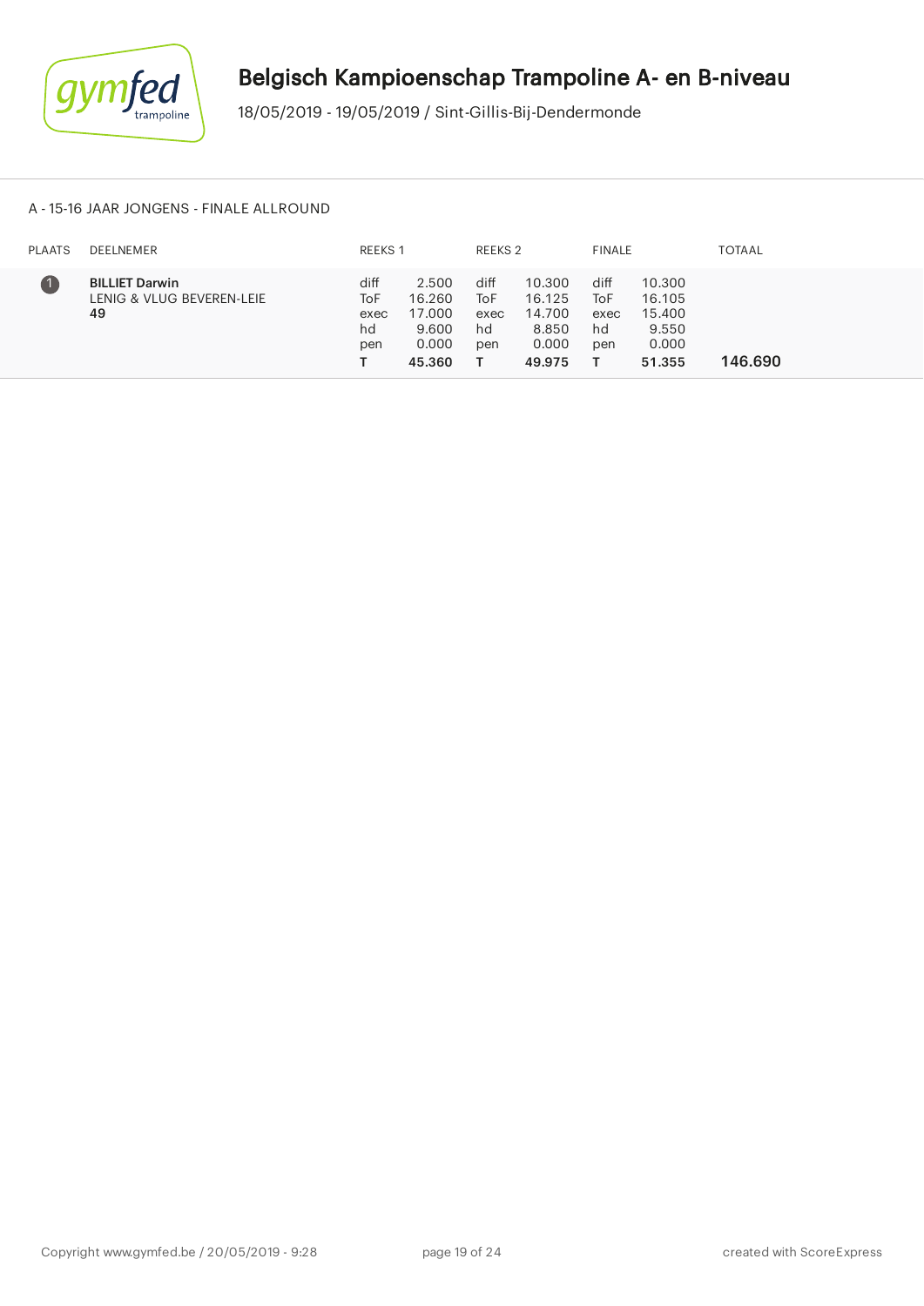# Belgisch Kampioenschap Trampoline A- en B-niveau

18/05/2019 - 19/05/2019 / Sint-Gillis-Bij-Dendermonde

A - 15-16 JAAR JONGENS - FINALE ALLROUND

| PLAATS | DEELNEMER | REEKS 1 | | REEKS 2 | | FINALE | | TOTAAL |
|---|---|---|---|---|---|---|---|---|
| 1 | **BILLIET Darwin**<br>LENIG & VLUG BEVEREN-LEIE<br>**49** | diff<br>ToF<br>exec<br>hd<br>pen<br>**T** | 2.500<br>16.260<br>17.000<br>9.600<br>0.000<br>**45.360** | diff<br>ToF<br>exec<br>hd<br>pen<br>**T** | 10.300<br>16.125<br>14.700<br>8.850<br>0.000<br>**49.975** | diff<br>ToF<br>exec<br>hd<br>pen<br>**T** | 10.300<br>16.105<br>15.400<br>9.550<br>0.000<br>**51.355** | **146.690** |

Copyright www.gymfed.be / 20/05/2019 - 9:28

created with ScoreExpress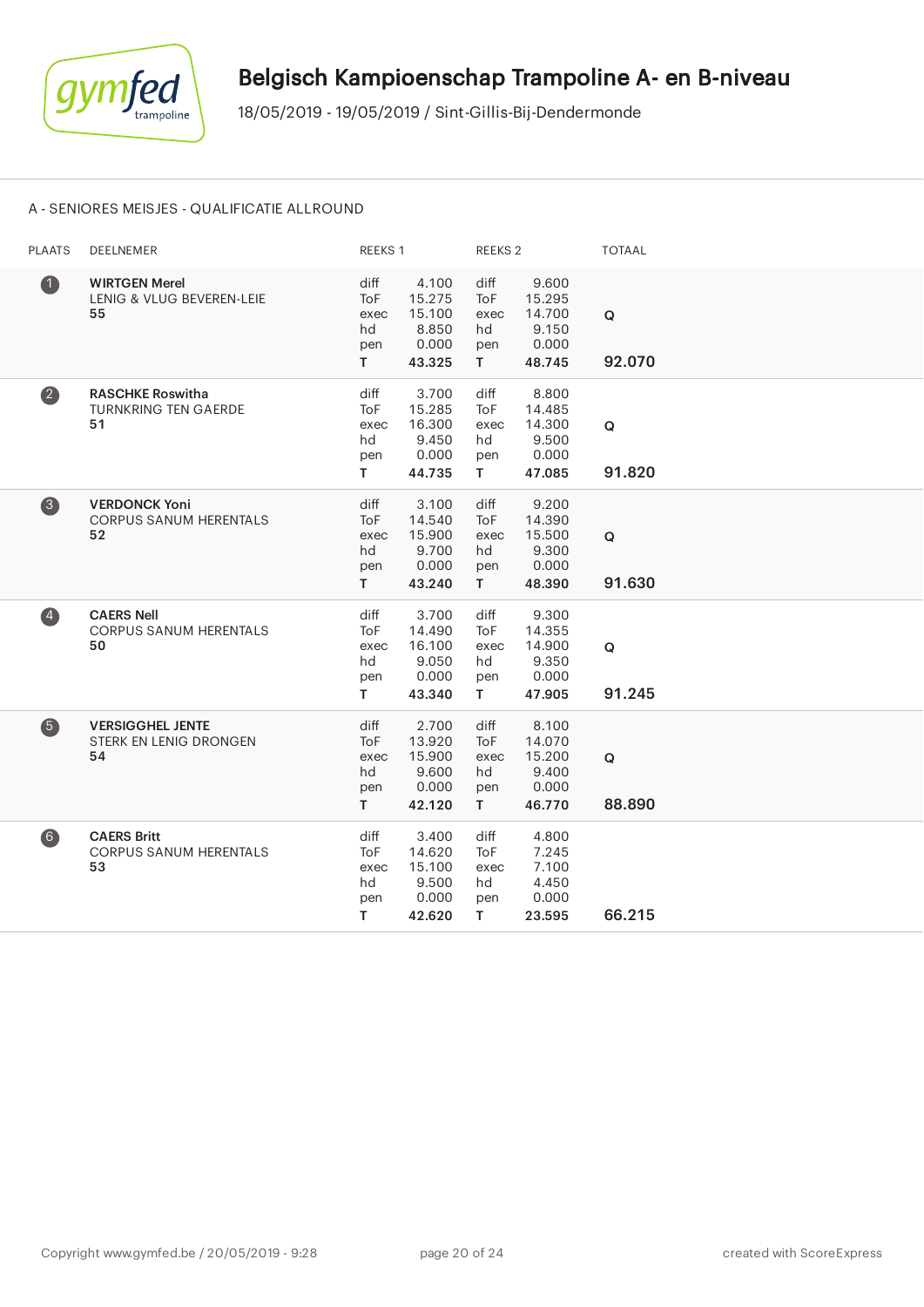# Belgisch Kampioenschap Trampoline A- en B-niveau

18/05/2019 - 19/05/2019 / Sint-Gillis-Bij-Dendermonde

A - SENIORES MEISJES - QUALIFICATIE ALLROUND

| PLAATS | DEELNEMER | REEKS 1 | | REEKS 2 | | | TOTAAL |
|---|---|---|---|---|---|---|---|
| 1 | **WIRTGEN Merel**<br>LENIG & VLUG BEVEREN-LEIE<br>**55** | diff<br>ToF<br>exec<br>hd<br>pen<br>**T** | 4.100<br>15.275<br>15.100<br>8.850<br>0.000<br>**43.325** | diff<br>ToF<br>exec<br>hd<br>pen<br>**T** | 9.600<br>15.295<br>14.700<br>9.150<br>0.000<br>**48.745** | Q | **92.070** |
| 2 | **RASCHKE Roswitha**<br>TURNKRING TEN GAERDE<br>**51** | diff<br>ToF<br>exec<br>hd<br>pen<br>**T** | 3.700<br>15.285<br>16.300<br>9.450<br>0.000<br>**44.735** | diff<br>ToF<br>exec<br>hd<br>pen<br>**T** | 8.800<br>14.485<br>14.300<br>9.500<br>0.000<br>**47.085** | Q | **91.820** |
| 3 | **VERDONCK Yoni**<br>CORPUS SANUM HERENTALS<br>**52** | diff<br>ToF<br>exec<br>hd<br>pen<br>**T** | 3.100<br>14.540<br>15.900<br>9.700<br>0.000<br>**43.240** | diff<br>ToF<br>exec<br>hd<br>pen<br>**T** | 9.200<br>14.390<br>15.500<br>9.300<br>0.000<br>**48.390** | Q | **91.630** |
| 4 | **CAERS Nell**<br>CORPUS SANUM HERENTALS<br>**50** | diff<br>ToF<br>exec<br>hd<br>pen<br>**T** | 3.700<br>14.490<br>16.100<br>9.050<br>0.000<br>**43.340** | diff<br>ToF<br>exec<br>hd<br>pen<br>**T** | 9.300<br>14.355<br>14.900<br>9.350<br>0.000<br>**47.905** | Q | **91.245** |
| 5 | **VERSIGGHEL JENTE**<br>STERK EN LENIG DRONGEN<br>**54** | diff<br>ToF<br>exec<br>hd<br>pen<br>**T** | 2.700<br>13.920<br>15.900<br>9.600<br>0.000<br>**42.120** | diff<br>ToF<br>exec<br>hd<br>pen<br>**T** | 8.100<br>14.070<br>15.200<br>9.400<br>0.000<br>**46.770** | Q | **88.890** |
| 6 | **CAERS Britt**<br>CORPUS SANUM HERENTALS<br>**53** | diff<br>ToF<br>exec<br>hd<br>pen<br>**T** | 3.400<br>14.620<br>15.100<br>9.500<br>0.000<br>**42.620** | diff<br>ToF<br>exec<br>hd<br>pen<br>**T** | 4.800<br>7.245<br>7.100<br>4.450<br>0.000<br>**23.595** | | **66.215** |

Copyright www.gymfed.be / 20/05/2019 - 9:28

created with ScoreExpress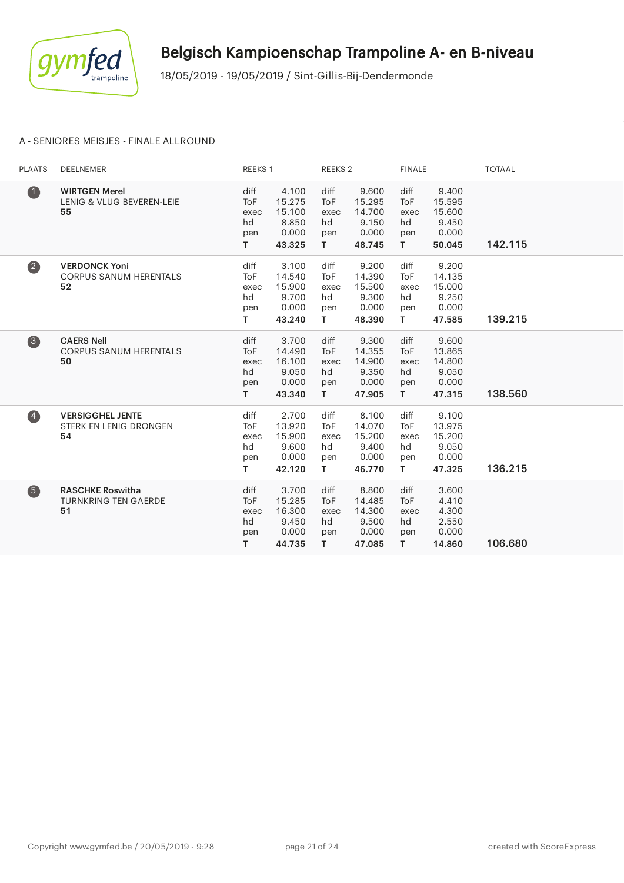# Belgisch Kampioenschap Trampoline A- en B-niveau

18/05/2019 - 19/05/2019 / Sint-Gillis-Bij-Dendermonde

A - SENIORES MEISJES - FINALE ALLROUND

| PLAATS | DEELNEMER | REEKS 1 | | REEKS 2 | | FINALE | | TOTAAL |
|---|---|---|---|---|---|---|---|---|
| 1 | **WIRTGEN Merel**<br>LENIG & VLUG BEVEREN-LEIE<br>**55** | diff<br>ToF<br>exec<br>hd<br>pen<br>**T** | 4.100<br>15.275<br>15.100<br>8.850<br>0.000<br>**43.325** | diff<br>ToF<br>exec<br>hd<br>pen<br>**T** | 9.600<br>15.295<br>14.700<br>9.150<br>0.000<br>**48.745** | diff<br>ToF<br>exec<br>hd<br>pen<br>**T** | 9.400<br>15.595<br>15.600<br>9.450<br>0.000<br>**50.045** | **142.115** |
| 2 | **VERDONCK Yoni**<br>CORPUS SANUM HERENTALS<br>**52** | diff<br>ToF<br>exec<br>hd<br>pen<br>**T** | 3.100<br>14.540<br>15.900<br>9.700<br>0.000<br>**43.240** | diff<br>ToF<br>exec<br>hd<br>pen<br>**T** | 9.200<br>14.390<br>15.500<br>9.300<br>0.000<br>**48.390** | diff<br>ToF<br>exec<br>hd<br>pen<br>**T** | 9.200<br>14.135<br>15.000<br>9.250<br>0.000<br>**47.585** | **139.215** |
| 3 | **CAERS Nell**<br>CORPUS SANUM HERENTALS<br>**50** | diff<br>ToF<br>exec<br>hd<br>pen<br>**T** | 3.700<br>14.490<br>16.100<br>9.050<br>0.000<br>**43.340** | diff<br>ToF<br>exec<br>hd<br>pen<br>**T** | 9.300<br>14.355<br>14.900<br>9.350<br>0.000<br>**47.905** | diff<br>ToF<br>exec<br>hd<br>pen<br>**T** | 9.600<br>13.865<br>14.800<br>9.050<br>0.000<br>**47.315** | **138.560** |
| 4 | **VERSIGGHEL JENTE**<br>STERK EN LENIG DRONGEN<br>**54** | diff<br>ToF<br>exec<br>hd<br>pen<br>**T** | 2.700<br>13.920<br>15.900<br>9.600<br>0.000<br>**42.120** | diff<br>ToF<br>exec<br>hd<br>pen<br>**T** | 8.100<br>14.070<br>15.200<br>9.400<br>0.000<br>**46.770** | diff<br>ToF<br>exec<br>hd<br>pen<br>**T** | 9.100<br>13.975<br>15.200<br>9.050<br>0.000<br>**47.325** | **136.215** |
| 5 | **RASCHKE Roswitha**<br>TURNKRING TEN GAERDE<br>**51** | diff<br>ToF<br>exec<br>hd<br>pen<br>**T** | 3.700<br>15.285<br>16.300<br>9.450<br>0.000<br>**44.735** | diff<br>ToF<br>exec<br>hd<br>pen<br>**T** | 8.800<br>14.485<br>14.300<br>9.500<br>0.000<br>**47.085** | diff<br>ToF<br>exec<br>hd<br>pen<br>**T** | 3.600<br>4.410<br>4.300<br>2.550<br>0.000<br>**14.860** | **106.680** |

Copyright www.gymfed.be / 20/05/2019 - 9:28 created with ScoreExpress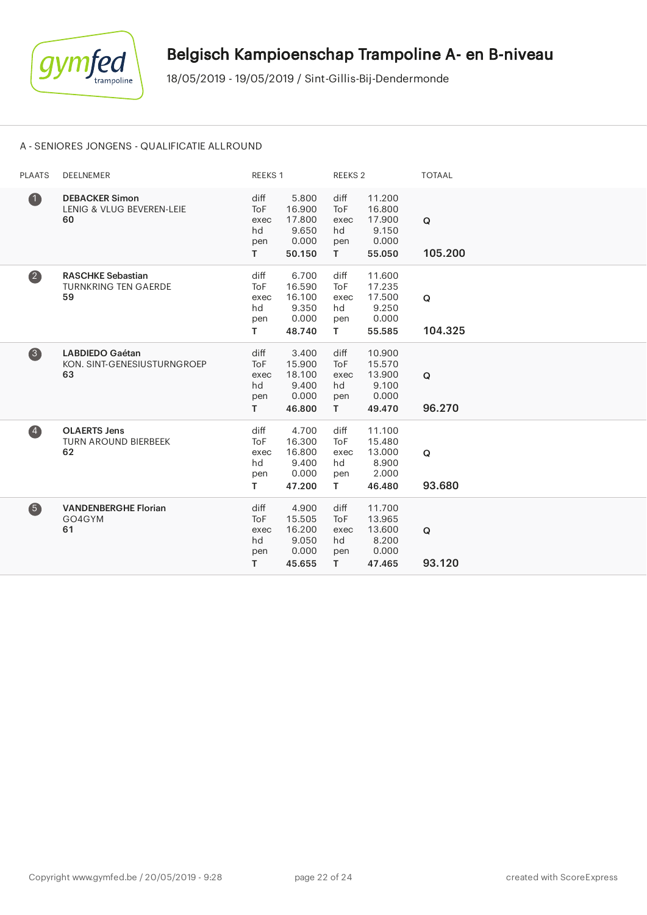# Belgisch Kampioenschap Trampoline A- en B-niveau

18/05/2019 - 19/05/2019 / Sint-Gillis-Bij-Dendermonde

A - SENIORES JONGENS - QUALIFICATIE ALLROUND

| PLAATS | DEELNEMER | REEKS 1 | | REEKS 2 | | TOTAAL |
|---|---|---|---|---|---|---|
| 1 | **DEBACKER Simon**<br>LENIG & VLUG BEVEREN-LEIE<br>**60** | diff<br>ToF<br>exec<br>hd<br>pen<br>**T** | 5.800<br>16.900<br>17.800<br>9.650<br>0.000<br>**50.150** | diff<br>ToF<br>exec<br>hd<br>pen<br>**T** | 11.200<br>16.800<br>17.900<br>9.150<br>0.000<br>**55.050** | **Q**<br>**105.200** |
| 2 | **RASCHKE Sebastian**<br>TURNKRING TEN GAERDE<br>**59** | diff<br>ToF<br>exec<br>hd<br>pen<br>**T** | 6.700<br>16.590<br>16.100<br>9.350<br>0.000<br>**48.740** | diff<br>ToF<br>exec<br>hd<br>pen<br>**T** | 11.600<br>17.235<br>17.500<br>9.250<br>0.000<br>**55.585** | **Q**<br>**104.325** |
| 3 | **LABDIEDO Gaétan**<br>KON. SINT-GENESIUSTURNGROEP<br>**63** | diff<br>ToF<br>exec<br>hd<br>pen<br>**T** | 3.400<br>15.900<br>18.100<br>9.400<br>0.000<br>**46.800** | diff<br>ToF<br>exec<br>hd<br>pen<br>**T** | 10.900<br>15.570<br>13.900<br>9.100<br>0.000<br>**49.470** | **Q**<br>**96.270** |
| 4 | **OLAERTS Jens**<br>TURN AROUND BIERBEEK<br>**62** | diff<br>ToF<br>exec<br>hd<br>pen<br>**T** | 4.700<br>16.300<br>16.800<br>9.400<br>0.000<br>**47.200** | diff<br>ToF<br>exec<br>hd<br>pen<br>**T** | 11.100<br>15.480<br>13.000<br>8.900<br>2.000<br>**46.480** | **Q**<br>**93.680** |
| 5 | **VANDENBERGHE Florian**<br>GO4GYM<br>**61** | diff<br>ToF<br>exec<br>hd<br>pen<br>**T** | 4.900<br>15.505<br>16.200<br>9.050<br>0.000<br>**45.655** | diff<br>ToF<br>exec<br>hd<br>pen<br>**T** | 11.700<br>13.965<br>13.600<br>8.200<br>0.000<br>**47.465** | **Q**<br>**93.120** |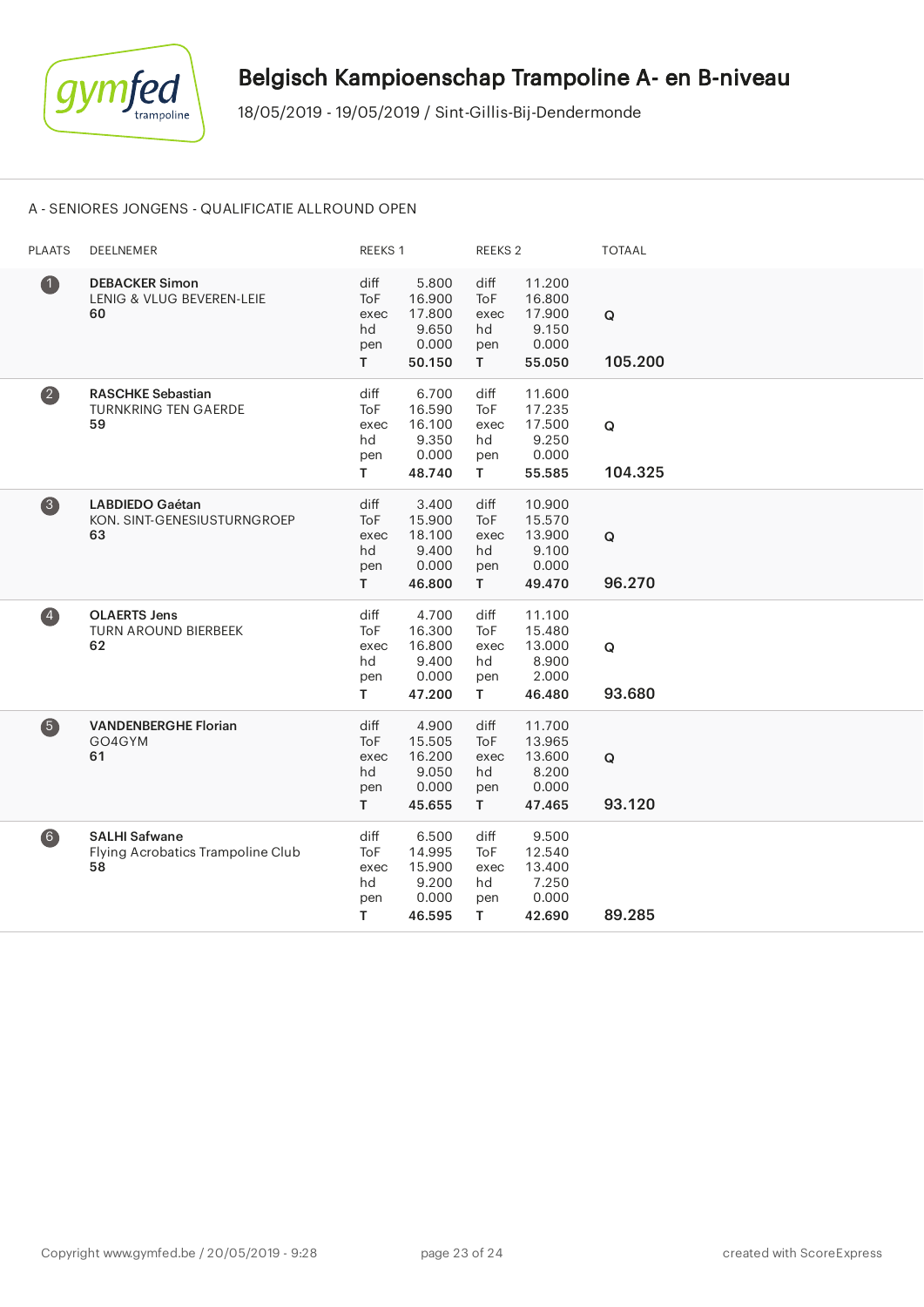# Belgisch Kampioenschap Trampoline A- en B-niveau

18/05/2019 - 19/05/2019 / Sint-Gillis-Bij-Dendermonde

A - SENIORES JONGENS - QUALIFICATIE ALLROUND OPEN

| PLAATS | DEELNEMER | REEKS 1 | | REEKS 2 | | TOTAAL |
|---|---|---|---|---|---|---|
| 1 | **DEBACKER Simon**<br>LENIG & VLUG BEVEREN-LEIE<br>**60** | diff<br>ToF<br>exec<br>hd<br>pen<br>**T** | 5.800<br>16.900<br>17.800<br>9.650<br>0.000<br>**50.150** | diff<br>ToF<br>exec<br>hd<br>pen<br>**T** | 11.200<br>16.800<br>17.900<br>9.150<br>0.000<br>**55.050** | **Q**<br>**105.200** |
| 2 | **RASCHKE Sebastian**<br>TURNKRING TEN GAERDE<br>**59** | diff<br>ToF<br>exec<br>hd<br>pen<br>**T** | 6.700<br>16.590<br>16.100<br>9.350<br>0.000<br>**48.740** | diff<br>ToF<br>exec<br>hd<br>pen<br>**T** | 11.600<br>17.235<br>17.500<br>9.250<br>0.000<br>**55.585** | **Q**<br>**104.325** |
| 3 | **LABDIEDO Gaétan**<br>KON. SINT-GENESIUSTURNGROEP<br>**63** | diff<br>ToF<br>exec<br>hd<br>pen<br>**T** | 3.400<br>15.900<br>18.100<br>9.400<br>0.000<br>**46.800** | diff<br>ToF<br>exec<br>hd<br>pen<br>**T** | 10.900<br>15.570<br>13.900<br>9.100<br>0.000<br>**49.470** | **Q**<br>**96.270** |
| 4 | **OLAERTS Jens**<br>TURN AROUND BIERBEEK<br>**62** | diff<br>ToF<br>exec<br>hd<br>pen<br>**T** | 4.700<br>16.300<br>16.800<br>9.400<br>0.000<br>**47.200** | diff<br>ToF<br>exec<br>hd<br>pen<br>**T** | 11.100<br>15.480<br>13.000<br>8.900<br>2.000<br>**46.480** | **Q**<br>**93.680** |
| 5 | **VANDENBERGHE Florian**<br>GO4GYM<br>**61** | diff<br>ToF<br>exec<br>hd<br>pen<br>**T** | 4.900<br>15.505<br>16.200<br>9.050<br>0.000<br>**45.655** | diff<br>ToF<br>exec<br>hd<br>pen<br>**T** | 11.700<br>13.965<br>13.600<br>8.200<br>0.000<br>**47.465** | **Q**<br>**93.120** |
| 6 | **SALHI Safwane**<br>Flying Acrobatics Trampoline Club<br>**58** | diff<br>ToF<br>exec<br>hd<br>pen<br>**T** | 6.500<br>14.995<br>15.900<br>9.200<br>0.000<br>**46.595** | diff<br>ToF<br>exec<br>hd<br>pen<br>**T** | 9.500<br>12.540<br>13.400<br>7.250<br>0.000<br>**42.690** | **89.285** |

Copyright www.gymfed.be / 20/05/2019 - 9:28 — created with ScoreExpress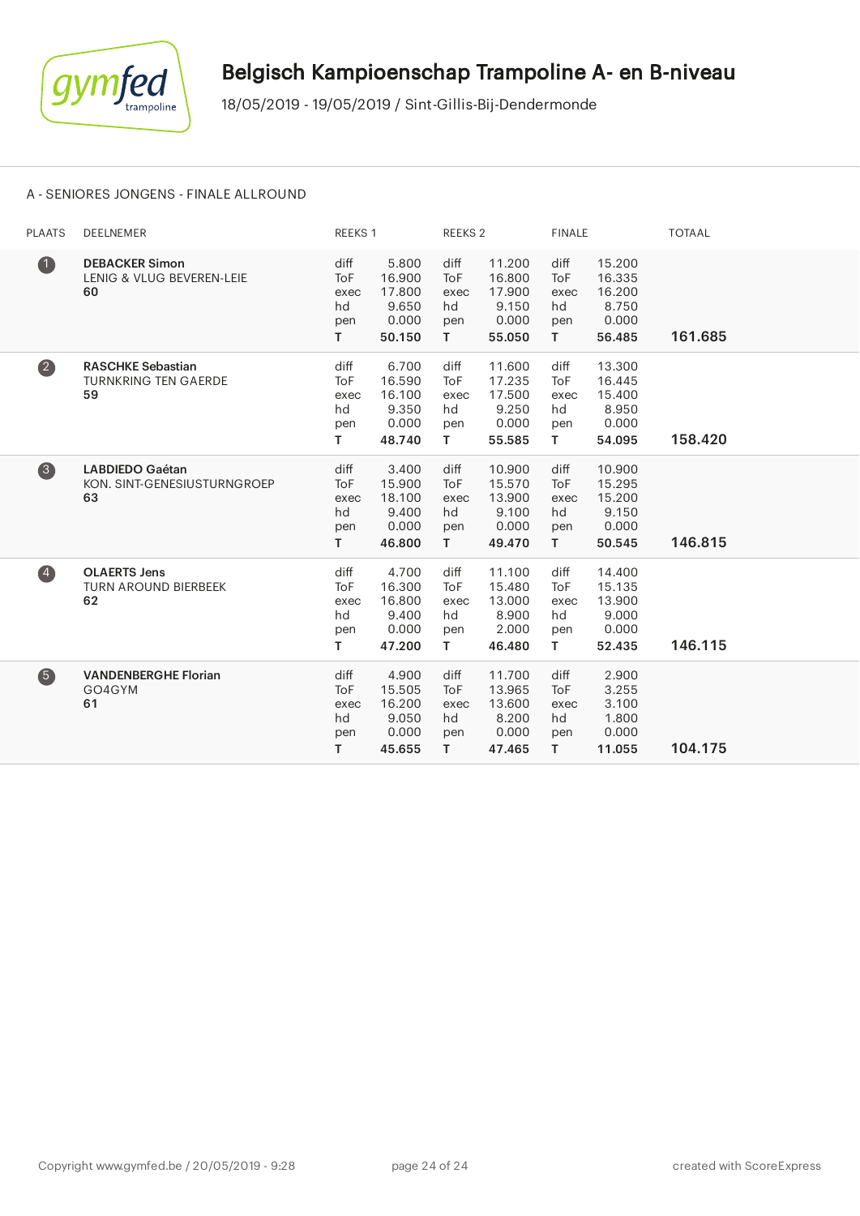# Belgisch Kampioenschap Trampoline A- en B-niveau

18/05/2019 - 19/05/2019 / Sint-Gillis-Bij-Dendermonde

A - SENIORES JONGENS - FINALE ALLROUND

| PLAATS | DEELNEMER | REEKS 1 | | REEKS 2 | | FINALE | | TOTAAL |
|---|---|---|---|---|---|---|---|---|
| 1 | **DEBACKER Simon**<br>LENIG & VLUG BEVEREN-LEIE<br>**60** | diff<br>ToF<br>exec<br>hd<br>pen<br>**T** | 5.800<br>16.900<br>17.800<br>9.650<br>0.000<br>**50.150** | diff<br>ToF<br>exec<br>hd<br>pen<br>**T** | 11.200<br>16.800<br>17.900<br>9.150<br>0.000<br>**55.050** | diff<br>ToF<br>exec<br>hd<br>pen<br>**T** | 15.200<br>16.335<br>16.200<br>8.750<br>0.000<br>**56.485** | **161.685** |
| 2 | **RASCHKE Sebastian**<br>TURNKRING TEN GAERDE<br>**59** | diff<br>ToF<br>exec<br>hd<br>pen<br>**T** | 6.700<br>16.590<br>16.100<br>9.350<br>0.000<br>**48.740** | diff<br>ToF<br>exec<br>hd<br>pen<br>**T** | 11.600<br>17.235<br>17.500<br>9.250<br>0.000<br>**55.585** | diff<br>ToF<br>exec<br>hd<br>pen<br>**T** | 13.300<br>16.445<br>15.400<br>8.950<br>0.000<br>**54.095** | **158.420** |
| 3 | **LABDIEDO Gaétan**<br>KON. SINT-GENESIUSTURNGROEP<br>**63** | diff<br>ToF<br>exec<br>hd<br>pen<br>**T** | 3.400<br>15.900<br>18.100<br>9.400<br>0.000<br>**46.800** | diff<br>ToF<br>exec<br>hd<br>pen<br>**T** | 10.900<br>15.570<br>13.900<br>9.100<br>0.000<br>**49.470** | diff<br>ToF<br>exec<br>hd<br>pen<br>**T** | 10.900<br>15.295<br>15.200<br>9.150<br>0.000<br>**50.545** | **146.815** |
| 4 | **OLAERTS Jens**<br>TURN AROUND BIERBEEK<br>**62** | diff<br>ToF<br>exec<br>hd<br>pen<br>**T** | 4.700<br>16.300<br>16.800<br>9.400<br>0.000<br>**47.200** | diff<br>ToF<br>exec<br>hd<br>pen<br>**T** | 11.100<br>15.480<br>13.000<br>8.900<br>2.000<br>**46.480** | diff<br>ToF<br>exec<br>hd<br>pen<br>**T** | 14.400<br>15.135<br>13.900<br>9.000<br>0.000<br>**52.435** | **146.115** |
| 5 | **VANDENBERGHE Florian**<br>GO4GYM<br>**61** | diff<br>ToF<br>exec<br>hd<br>pen<br>**T** | 4.900<br>15.505<br>16.200<br>9.050<br>0.000<br>**45.655** | diff<br>ToF<br>exec<br>hd<br>pen<br>**T** | 11.700<br>13.965<br>13.600<br>8.200<br>0.000<br>**47.465** | diff<br>ToF<br>exec<br>hd<br>pen<br>**T** | 2.900<br>3.255<br>3.100<br>1.800<br>0.000<br>**11.055** | **104.175** |

Copyright www.gymfed.be / 20/05/2019 - 9:28

created with ScoreExpress